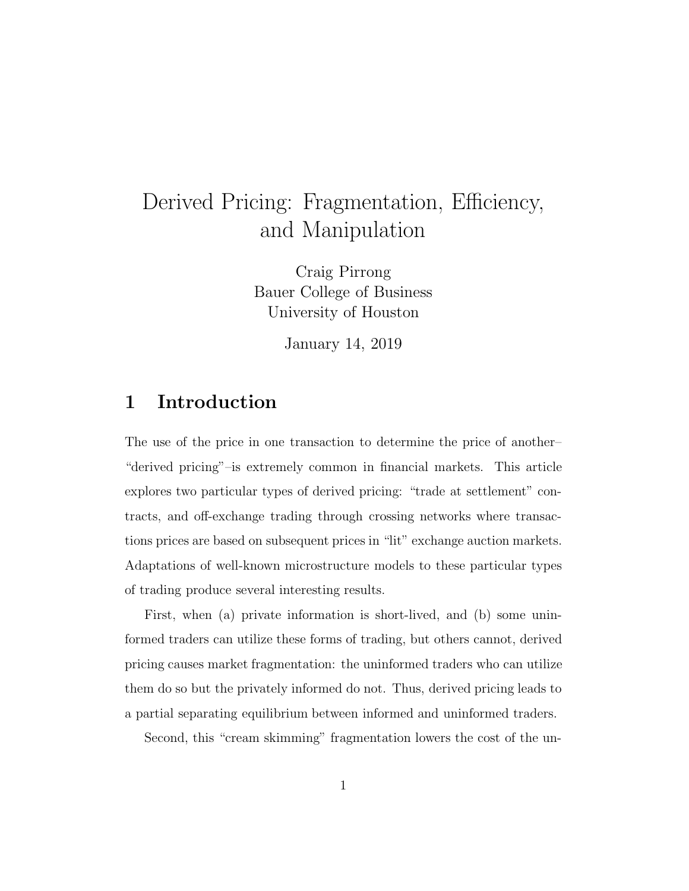# Derived Pricing: Fragmentation, Efficiency, and Manipulation

Craig Pirrong
Bauer College of Business
University of Houston

January 14, 2019

## 1 Introduction

The use of the price in one transaction to determine the price of another–"derived pricing"–is extremely common in financial markets. This article explores two particular types of derived pricing: "trade at settlement" contracts, and off-exchange trading through crossing networks where transactions prices are based on subsequent prices in "lit" exchange auction markets. Adaptations of well-known microstructure models to these particular types of trading produce several interesting results.

First, when (a) private information is short-lived, and (b) some uninformed traders can utilize these forms of trading, but others cannot, derived pricing causes market fragmentation: the uninformed traders who can utilize them do so but the privately informed do not. Thus, derived pricing leads to a partial separating equilibrium between informed and uninformed traders.

Second, this "cream skimming" fragmentation lowers the cost of the un-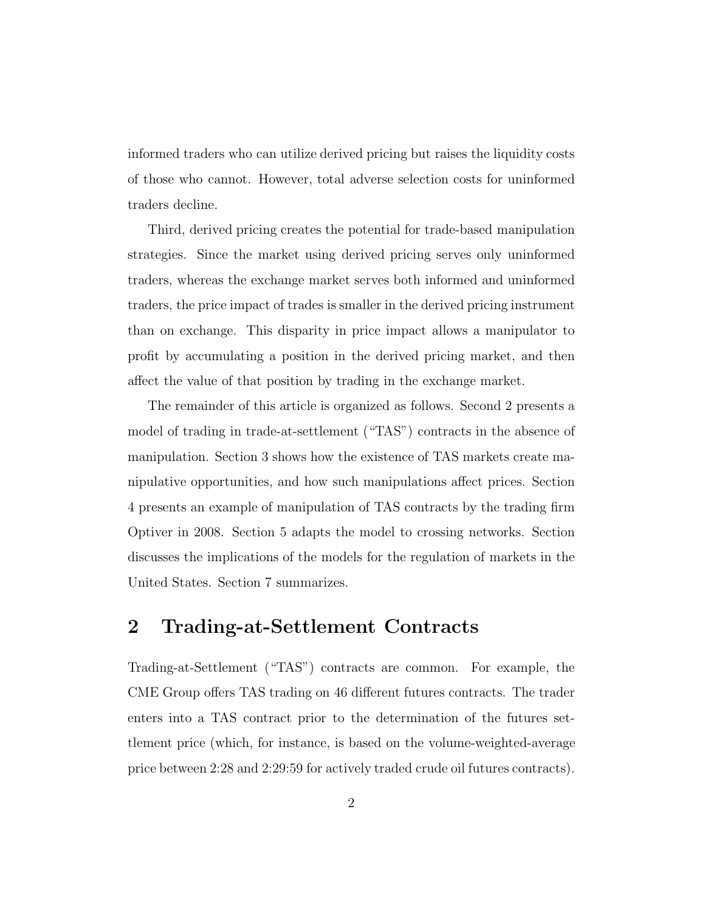informed traders who can utilize derived pricing but raises the liquidity costs of those who cannot. However, total adverse selection costs for uninformed traders decline.

Third, derived pricing creates the potential for trade-based manipulation strategies. Since the market using derived pricing serves only uninformed traders, whereas the exchange market serves both informed and uninformed traders, the price impact of trades is smaller in the derived pricing instrument than on exchange. This disparity in price impact allows a manipulator to profit by accumulating a position in the derived pricing market, and then affect the value of that position by trading in the exchange market.

The remainder of this article is organized as follows. Second 2 presents a model of trading in trade-at-settlement ("TAS") contracts in the absence of manipulation. Section 3 shows how the existence of TAS markets create manipulative opportunities, and how such manipulations affect prices. Section 4 presents an example of manipulation of TAS contracts by the trading firm Optiver in 2008. Section 5 adapts the model to crossing networks. Section discusses the implications of the models for the regulation of markets in the United States. Section 7 summarizes.

## 2 Trading-at-Settlement Contracts

Trading-at-Settlement ("TAS") contracts are common. For example, the CME Group offers TAS trading on 46 different futures contracts. The trader enters into a TAS contract prior to the determination of the futures settlement price (which, for instance, is based on the volume-weighted-average price between 2:28 and 2:29:59 for actively traded crude oil futures contracts).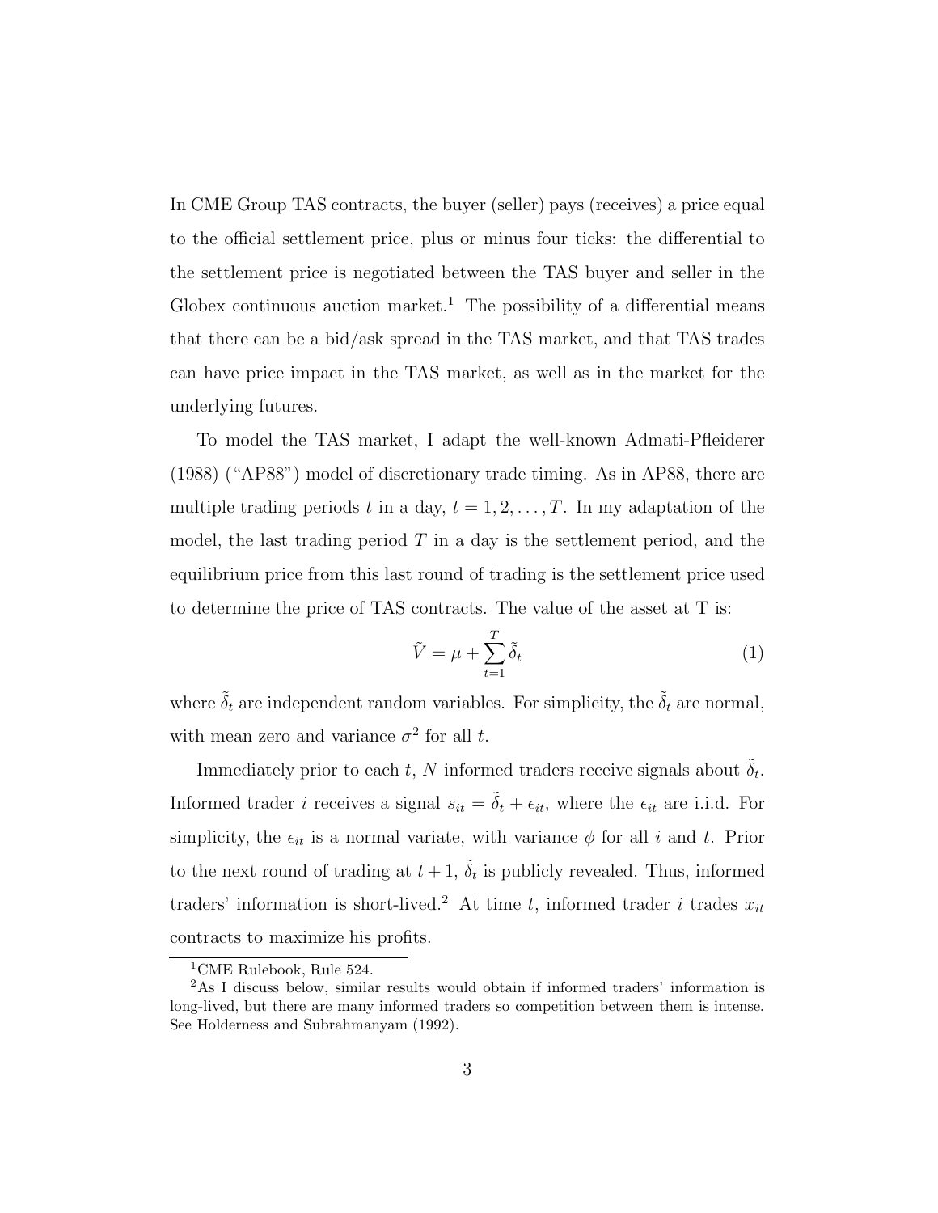In CME Group TAS contracts, the buyer (seller) pays (receives) a price equal to the official settlement price, plus or minus four ticks: the differential to the settlement price is negotiated between the TAS buyer and seller in the Globex continuous auction market.[1] The possibility of a differential means that there can be a bid/ask spread in the TAS market, and that TAS trades can have price impact in the TAS market, as well as in the market for the underlying futures.

To model the TAS market, I adapt the well-known Admati-Pfleiderer (1988) ("AP88") model of discretionary trade timing. As in AP88, there are multiple trading periods $t$ in a day, $t = 1, 2, \ldots, T$. In my adaptation of the model, the last trading period $T$ in a day is the settlement period, and the equilibrium price from this last round of trading is the settlement price used to determine the price of TAS contracts. The value of the asset at T is:

$$\tilde{V} = \mu + \sum_{t=1}^{T} \tilde{\delta}_t \tag{1}$$

where $\tilde{\delta}_t$ are independent random variables. For simplicity, the $\tilde{\delta}_t$ are normal, with mean zero and variance $\sigma^2$ for all $t$.

Immediately prior to each $t$, $N$ informed traders receive signals about $\tilde{\delta}_t$. Informed trader $i$ receives a signal $s_{it} = \tilde{\delta}_t + \epsilon_{it}$, where the $\epsilon_{it}$ are i.i.d. For simplicity, the $\epsilon_{it}$ is a normal variate, with variance $\phi$ for all $i$ and $t$. Prior to the next round of trading at $t + 1$, $\tilde{\delta}_t$ is publicly revealed. Thus, informed traders' information is short-lived.[2] At time $t$, informed trader $i$ trades $x_{it}$ contracts to maximize his profits.

[1] CME Rulebook, Rule 524.

[2] As I discuss below, similar results would obtain if informed traders' information is long-lived, but there are many informed traders so competition between them is intense. See Holderness and Subrahmanyam (1992).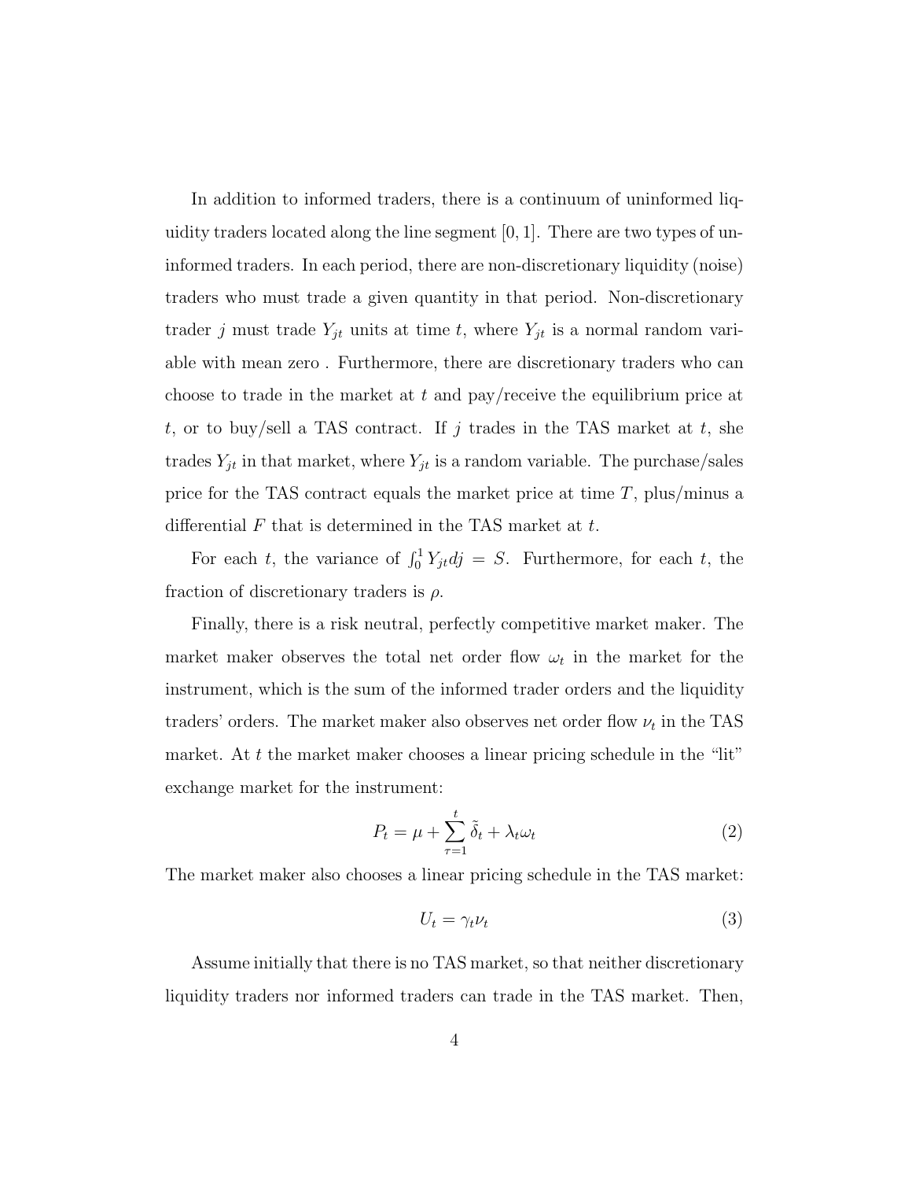In addition to informed traders, there is a continuum of uninformed liquidity traders located along the line segment $[0, 1]$. There are two types of uninformed traders. In each period, there are non-discretionary liquidity (noise) traders who must trade a given quantity in that period. Non-discretionary trader $j$ must trade $Y_{jt}$ units at time $t$, where $Y_{jt}$ is a normal random variable with mean zero . Furthermore, there are discretionary traders who can choose to trade in the market at $t$ and pay/receive the equilibrium price at $t$, or to buy/sell a TAS contract. If $j$ trades in the TAS market at $t$, she trades $Y_{jt}$ in that market, where $Y_{jt}$ is a random variable. The purchase/sales price for the TAS contract equals the market price at time $T$, plus/minus a differential $F$ that is determined in the TAS market at $t$.

For each $t$, the variance of $\int_0^1 Y_{jt} dj = S$. Furthermore, for each $t$, the fraction of discretionary traders is $\rho$.

Finally, there is a risk neutral, perfectly competitive market maker. The market maker observes the total net order flow $\omega_t$ in the market for the instrument, which is the sum of the informed trader orders and the liquidity traders' orders. The market maker also observes net order flow $\nu_t$ in the TAS market. At $t$ the market maker chooses a linear pricing schedule in the "lit" exchange market for the instrument:

$$P_t = \mu + \sum_{\tau=1}^{t} \tilde{\delta}_t + \lambda_t \omega_t \tag{2}$$

The market maker also chooses a linear pricing schedule in the TAS market:

$$U_t = \gamma_t \nu_t \tag{3}$$

Assume initially that there is no TAS market, so that neither discretionary liquidity traders nor informed traders can trade in the TAS market. Then,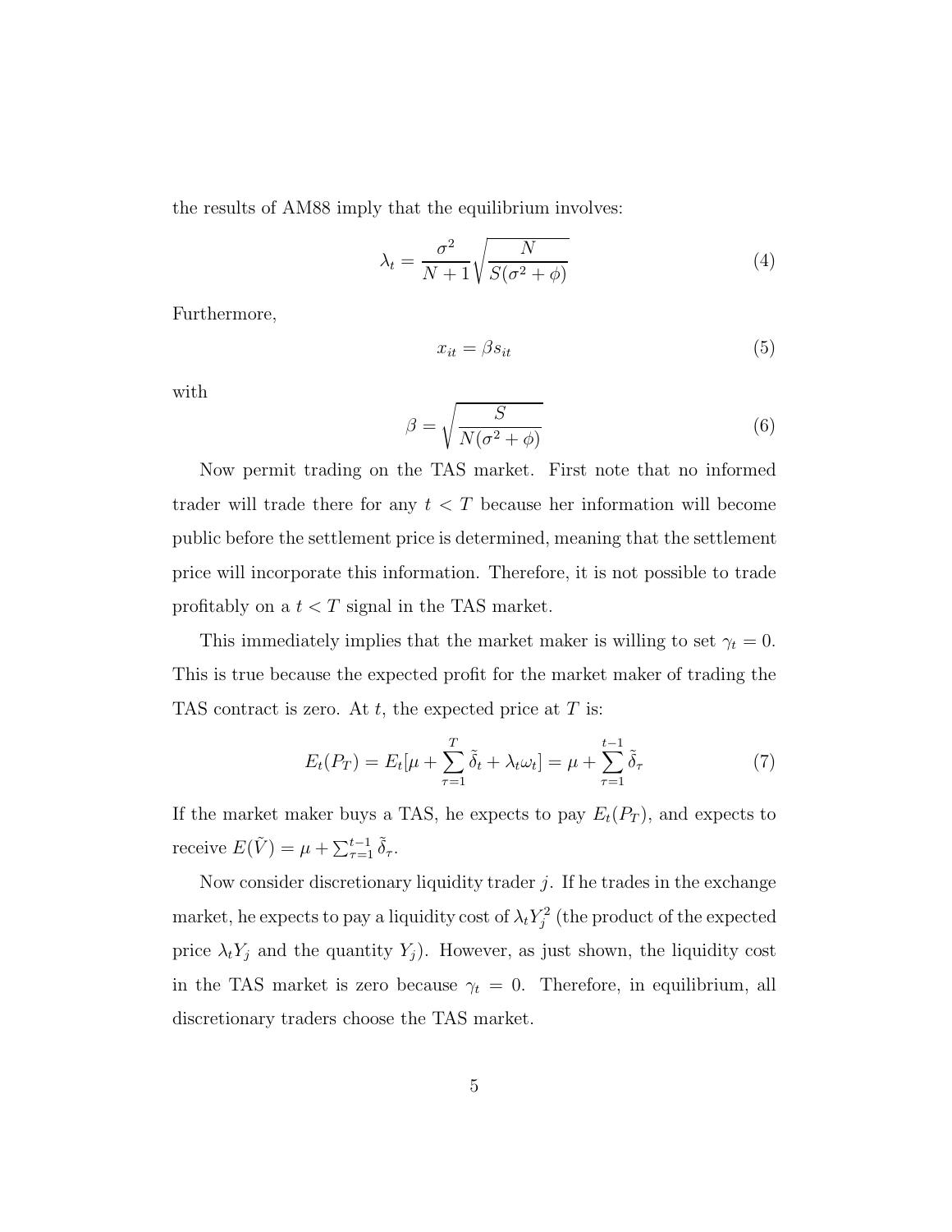the results of AM88 imply that the equilibrium involves:

$$\lambda_t = \frac{\sigma^2}{N+1}\sqrt{\frac{N}{S(\sigma^2+\phi)}} \tag{4}$$

Furthermore,

$$x_{it} = \beta s_{it} \tag{5}$$

with

$$\beta = \sqrt{\frac{S}{N(\sigma^2+\phi)}} \tag{6}$$

Now permit trading on the TAS market. First note that no informed trader will trade there for any $t < T$ because her information will become public before the settlement price is determined, meaning that the settlement price will incorporate this information. Therefore, it is not possible to trade profitably on a $t < T$ signal in the TAS market.

This immediately implies that the market maker is willing to set $\gamma_t = 0$. This is true because the expected profit for the market maker of trading the TAS contract is zero. At $t$, the expected price at $T$ is:

$$E_t(P_T) = E_t[\mu + \sum_{\tau=1}^{T} \tilde{\delta}_t + \lambda_t \omega_t] = \mu + \sum_{\tau=1}^{t-1} \tilde{\delta}_\tau \tag{7}$$

If the market maker buys a TAS, he expects to pay $E_t(P_T)$, and expects to receive $E(\tilde{V}) = \mu + \sum_{\tau=1}^{t-1} \tilde{\delta}_\tau$.

Now consider discretionary liquidity trader $j$. If he trades in the exchange market, he expects to pay a liquidity cost of $\lambda_t Y_j^2$ (the product of the expected price $\lambda_t Y_j$ and the quantity $Y_j$). However, as just shown, the liquidity cost in the TAS market is zero because $\gamma_t = 0$. Therefore, in equilibrium, all discretionary traders choose the TAS market.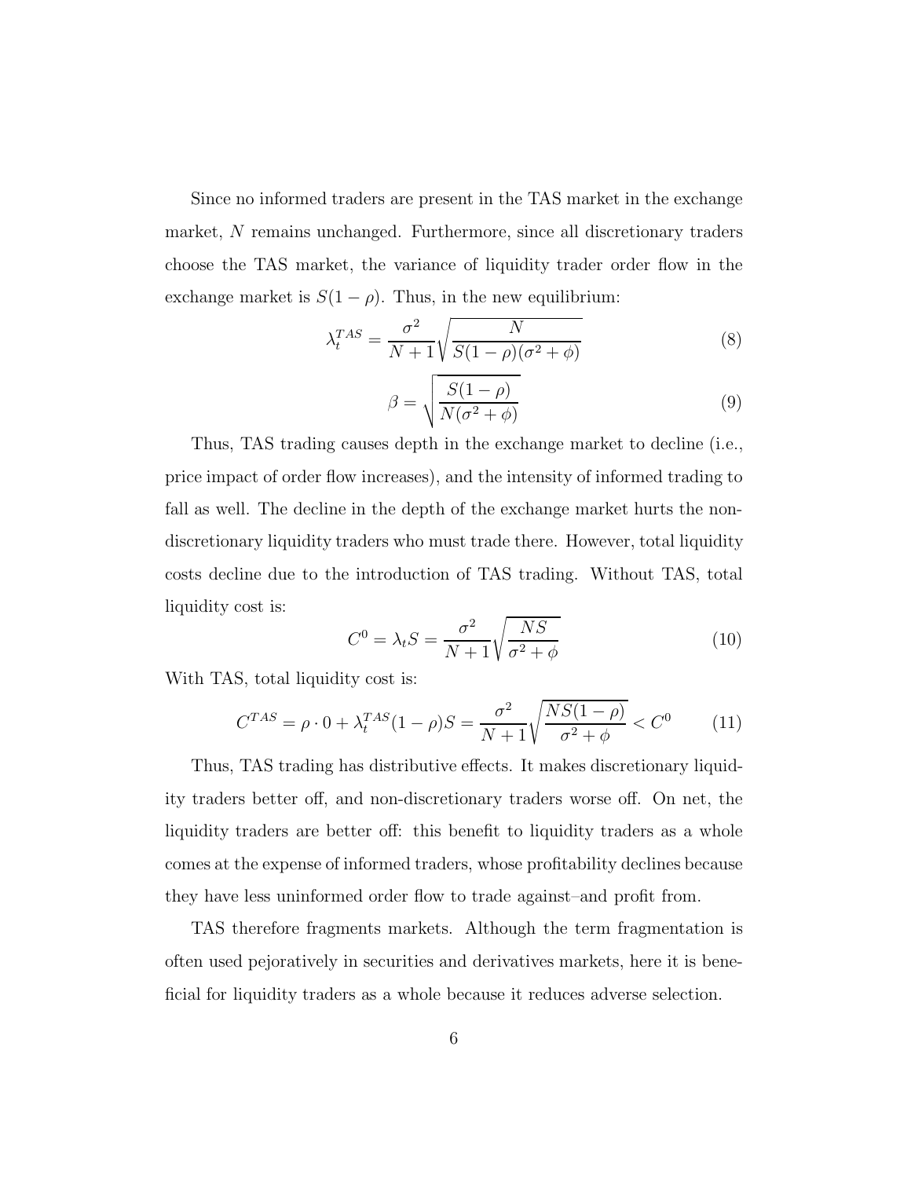Since no informed traders are present in the TAS market in the exchange market, $N$ remains unchanged. Furthermore, since all discretionary traders choose the TAS market, the variance of liquidity trader order flow in the exchange market is $S(1-\rho)$. Thus, in the new equilibrium:

$$\lambda_t^{TAS} = \frac{\sigma^2}{N+1}\sqrt{\frac{N}{S(1-\rho)(\sigma^2+\phi)}} \tag{8}$$

$$\beta = \sqrt{\frac{S(1-\rho)}{N(\sigma^2+\phi)}} \tag{9}$$

Thus, TAS trading causes depth in the exchange market to decline (i.e., price impact of order flow increases), and the intensity of informed trading to fall as well. The decline in the depth of the exchange market hurts the non-discretionary liquidity traders who must trade there. However, total liquidity costs decline due to the introduction of TAS trading. Without TAS, total liquidity cost is:

$$C^0 = \lambda_t S = \frac{\sigma^2}{N+1}\sqrt{\frac{NS}{\sigma^2+\phi}} \tag{10}$$

With TAS, total liquidity cost is:

$$C^{TAS} = \rho \cdot 0 + \lambda_t^{TAS}(1-\rho)S = \frac{\sigma^2}{N+1}\sqrt{\frac{NS(1-\rho)}{\sigma^2+\phi}} < C^0 \tag{11}$$

Thus, TAS trading has distributive effects. It makes discretionary liquidity traders better off, and non-discretionary traders worse off. On net, the liquidity traders are better off: this benefit to liquidity traders as a whole comes at the expense of informed traders, whose profitability declines because they have less uninformed order flow to trade against–and profit from.

TAS therefore fragments markets. Although the term fragmentation is often used pejoratively in securities and derivatives markets, here it is beneficial for liquidity traders as a whole because it reduces adverse selection.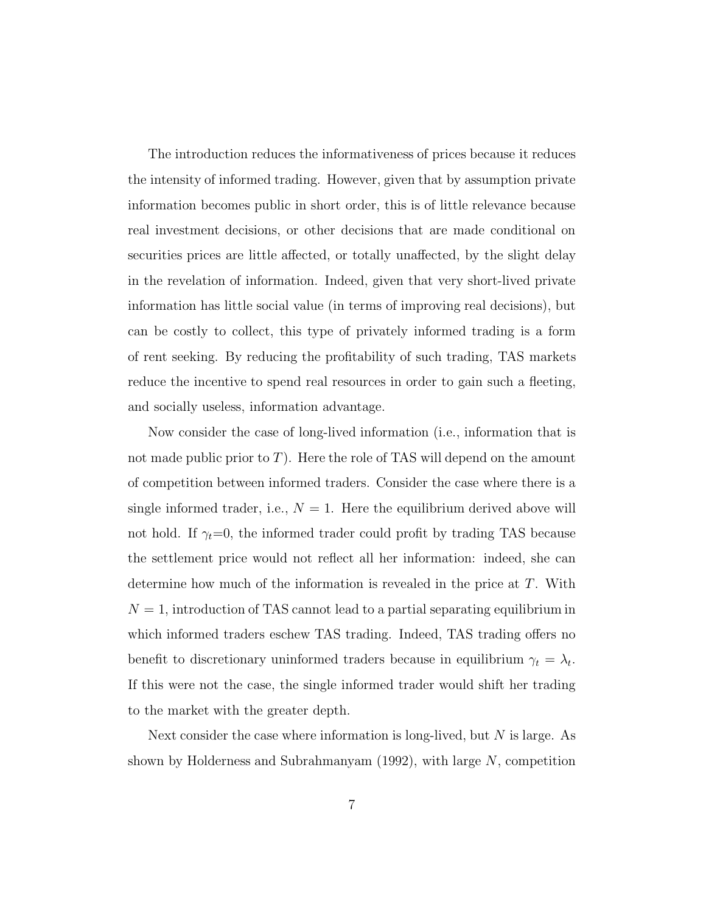The introduction reduces the informativeness of prices because it reduces the intensity of informed trading. However, given that by assumption private information becomes public in short order, this is of little relevance because real investment decisions, or other decisions that are made conditional on securities prices are little affected, or totally unaffected, by the slight delay in the revelation of information. Indeed, given that very short-lived private information has little social value (in terms of improving real decisions), but can be costly to collect, this type of privately informed trading is a form of rent seeking. By reducing the profitability of such trading, TAS markets reduce the incentive to spend real resources in order to gain such a fleeting, and socially useless, information advantage.

Now consider the case of long-lived information (i.e., information that is not made public prior to $T$). Here the role of TAS will depend on the amount of competition between informed traders. Consider the case where there is a single informed trader, i.e., $N = 1$. Here the equilibrium derived above will not hold. If $\gamma_t$=0, the informed trader could profit by trading TAS because the settlement price would not reflect all her information: indeed, she can determine how much of the information is revealed in the price at $T$. With $N = 1$, introduction of TAS cannot lead to a partial separating equilibrium in which informed traders eschew TAS trading. Indeed, TAS trading offers no benefit to discretionary uninformed traders because in equilibrium $\gamma_t = \lambda_t$. If this were not the case, the single informed trader would shift her trading to the market with the greater depth.

Next consider the case where information is long-lived, but $N$ is large. As shown by Holderness and Subrahmanyam (1992), with large $N$, competition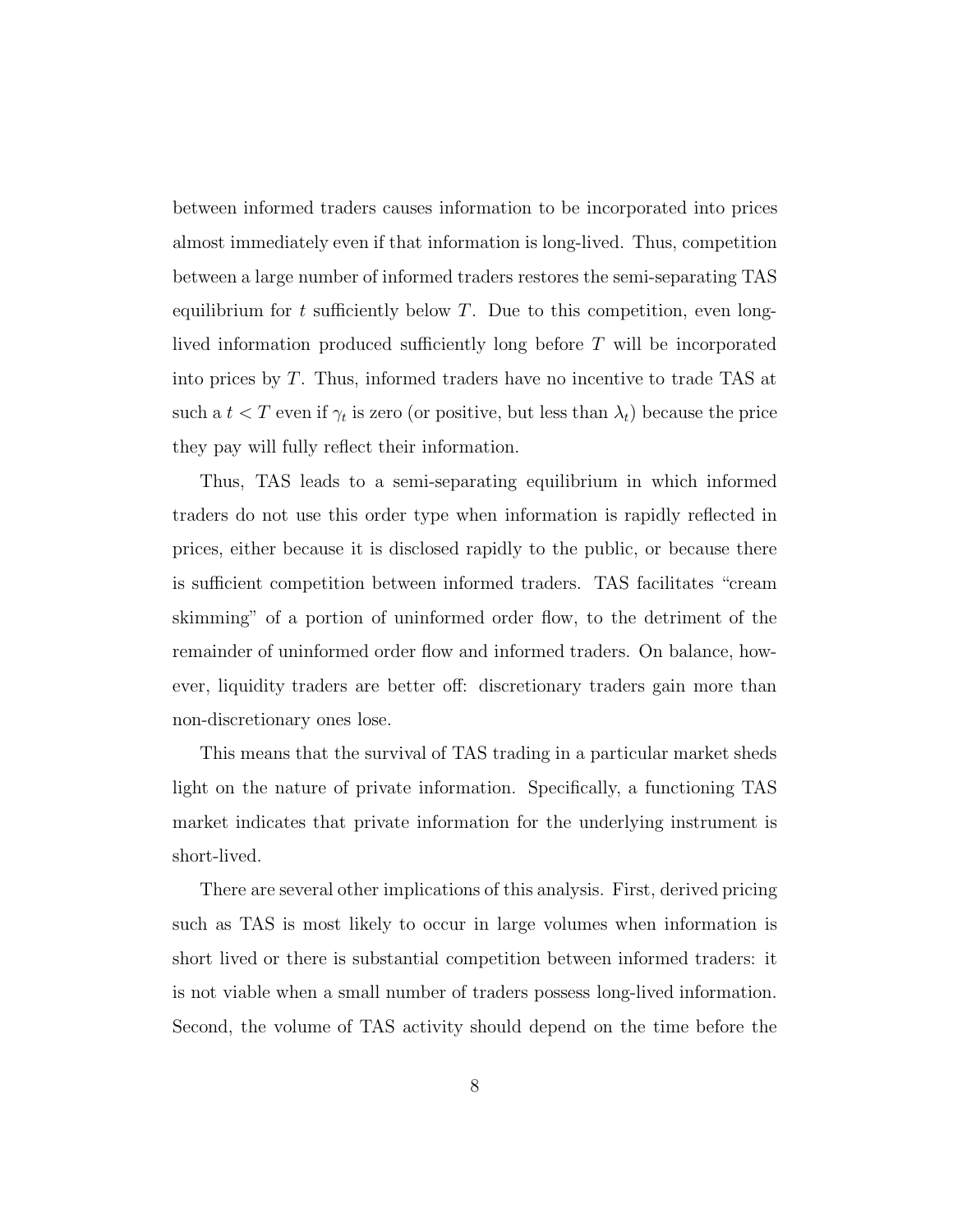between informed traders causes information to be incorporated into prices almost immediately even if that information is long-lived. Thus, competition between a large number of informed traders restores the semi-separating TAS equilibrium for $t$ sufficiently below $T$. Due to this competition, even long-lived information produced sufficiently long before $T$ will be incorporated into prices by $T$. Thus, informed traders have no incentive to trade TAS at such a $t < T$ even if $\gamma_t$ is zero (or positive, but less than $\lambda_t$) because the price they pay will fully reflect their information.

Thus, TAS leads to a semi-separating equilibrium in which informed traders do not use this order type when information is rapidly reflected in prices, either because it is disclosed rapidly to the public, or because there is sufficient competition between informed traders. TAS facilitates "cream skimming" of a portion of uninformed order flow, to the detriment of the remainder of uninformed order flow and informed traders. On balance, however, liquidity traders are better off: discretionary traders gain more than non-discretionary ones lose.

This means that the survival of TAS trading in a particular market sheds light on the nature of private information. Specifically, a functioning TAS market indicates that private information for the underlying instrument is short-lived.

There are several other implications of this analysis. First, derived pricing such as TAS is most likely to occur in large volumes when information is short lived or there is substantial competition between informed traders: it is not viable when a small number of traders possess long-lived information. Second, the volume of TAS activity should depend on the time before the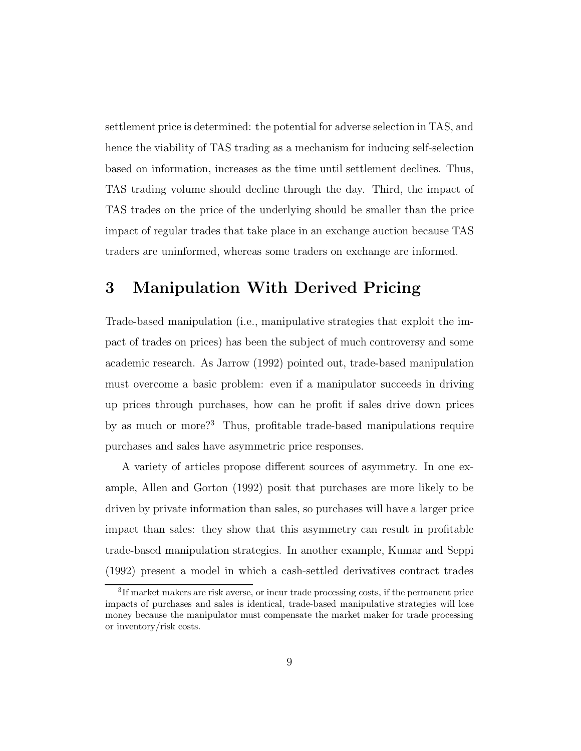settlement price is determined: the potential for adverse selection in TAS, and hence the viability of TAS trading as a mechanism for inducing self-selection based on information, increases as the time until settlement declines. Thus, TAS trading volume should decline through the day. Third, the impact of TAS trades on the price of the underlying should be smaller than the price impact of regular trades that take place in an exchange auction because TAS traders are uninformed, whereas some traders on exchange are informed.

# 3 Manipulation With Derived Pricing

Trade-based manipulation (i.e., manipulative strategies that exploit the impact of trades on prices) has been the subject of much controversy and some academic research. As Jarrow (1992) pointed out, trade-based manipulation must overcome a basic problem: even if a manipulator succeeds in driving up prices through purchases, how can he profit if sales drive down prices by as much or more?[3] Thus, profitable trade-based manipulations require purchases and sales have asymmetric price responses.

A variety of articles propose different sources of asymmetry. In one example, Allen and Gorton (1992) posit that purchases are more likely to be driven by private information than sales, so purchases will have a larger price impact than sales: they show that this asymmetry can result in profitable trade-based manipulation strategies. In another example, Kumar and Seppi (1992) present a model in which a cash-settled derivatives contract trades

[3] If market makers are risk averse, or incur trade processing costs, if the permanent price impacts of purchases and sales is identical, trade-based manipulative strategies will lose money because the manipulator must compensate the market maker for trade processing or inventory/risk costs.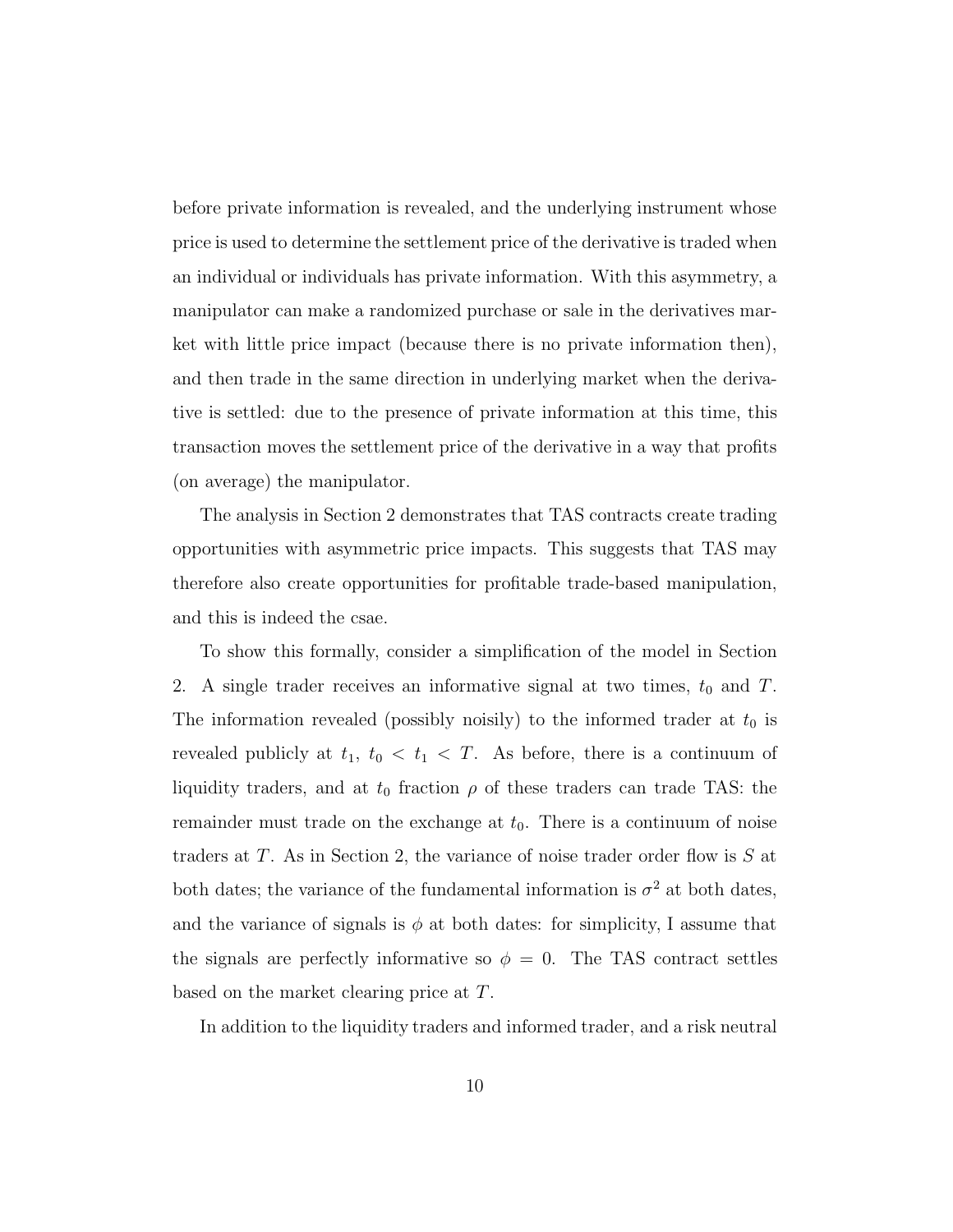before private information is revealed, and the underlying instrument whose price is used to determine the settlement price of the derivative is traded when an individual or individuals has private information. With this asymmetry, a manipulator can make a randomized purchase or sale in the derivatives market with little price impact (because there is no private information then), and then trade in the same direction in underlying market when the derivative is settled: due to the presence of private information at this time, this transaction moves the settlement price of the derivative in a way that profits (on average) the manipulator.

The analysis in Section 2 demonstrates that TAS contracts create trading opportunities with asymmetric price impacts. This suggests that TAS may therefore also create opportunities for profitable trade-based manipulation, and this is indeed the csae.

To show this formally, consider a simplification of the model in Section 2. A single trader receives an informative signal at two times, $t_0$ and $T$. The information revealed (possibly noisily) to the informed trader at $t_0$ is revealed publicly at $t_1$, $t_0 < t_1 < T$. As before, there is a continuum of liquidity traders, and at $t_0$ fraction $\rho$ of these traders can trade TAS: the remainder must trade on the exchange at $t_0$. There is a continuum of noise traders at $T$. As in Section 2, the variance of noise trader order flow is $S$ at both dates; the variance of the fundamental information is $\sigma^2$ at both dates, and the variance of signals is $\phi$ at both dates: for simplicity, I assume that the signals are perfectly informative so $\phi = 0$. The TAS contract settles based on the market clearing price at $T$.

In addition to the liquidity traders and informed trader, and a risk neutral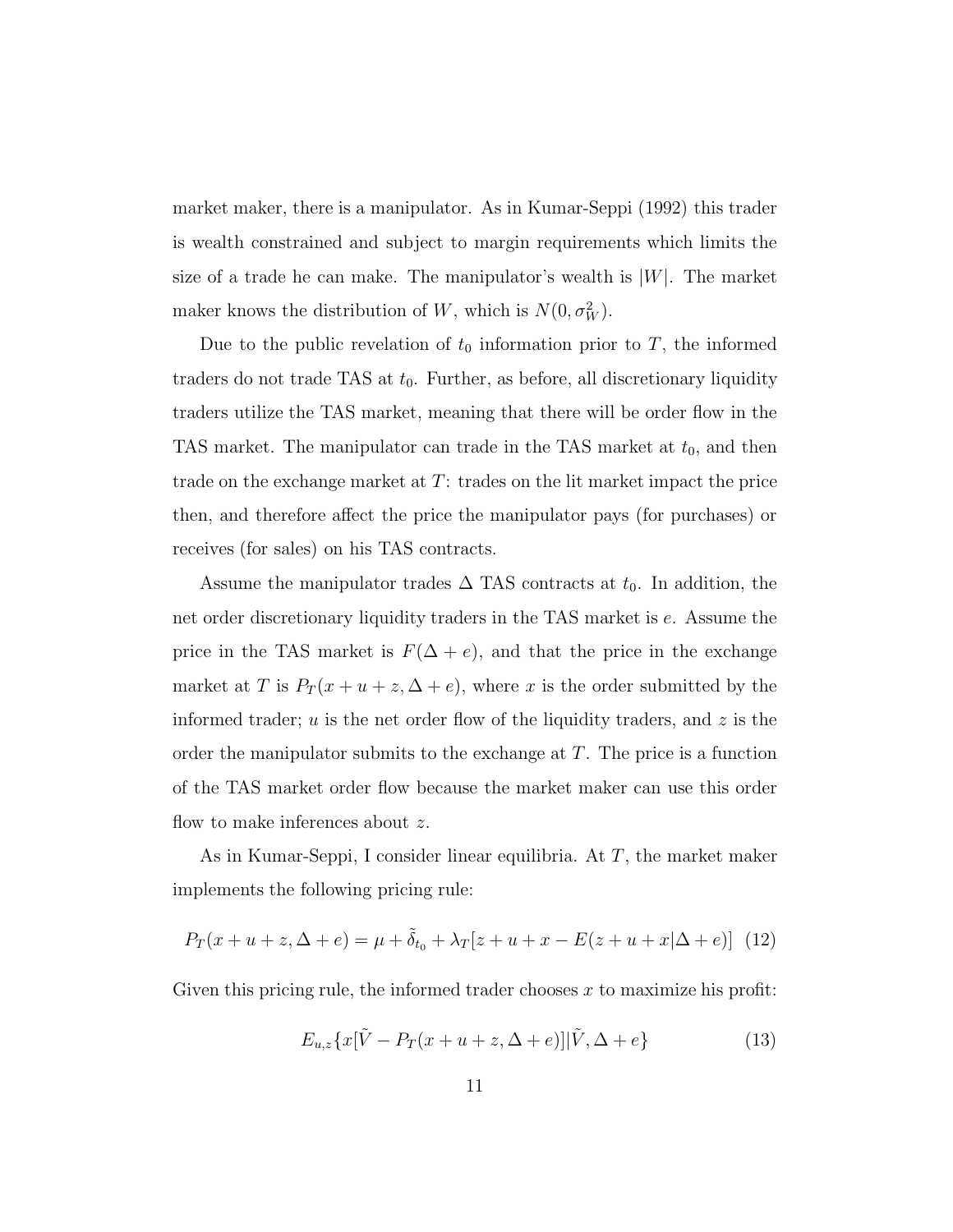market maker, there is a manipulator. As in Kumar-Seppi (1992) this trader is wealth constrained and subject to margin requirements which limits the size of a trade he can make. The manipulator's wealth is $|W|$. The market maker knows the distribution of $W$, which is $N(0, \sigma_W^2)$.

Due to the public revelation of $t_0$ information prior to $T$, the informed traders do not trade TAS at $t_0$. Further, as before, all discretionary liquidity traders utilize the TAS market, meaning that there will be order flow in the TAS market. The manipulator can trade in the TAS market at $t_0$, and then trade on the exchange market at $T$: trades on the lit market impact the price then, and therefore affect the price the manipulator pays (for purchases) or receives (for sales) on his TAS contracts.

Assume the manipulator trades $\Delta$ TAS contracts at $t_0$. In addition, the net order discretionary liquidity traders in the TAS market is $e$. Assume the price in the TAS market is $F(\Delta + e)$, and that the price in the exchange market at $T$ is $P_T(x + u + z, \Delta + e)$, where $x$ is the order submitted by the informed trader; $u$ is the net order flow of the liquidity traders, and $z$ is the order the manipulator submits to the exchange at $T$. The price is a function of the TAS market order flow because the market maker can use this order flow to make inferences about $z$.

As in Kumar-Seppi, I consider linear equilibria. At $T$, the market maker implements the following pricing rule:

$$P_T(x + u + z, \Delta + e) = \mu + \tilde{\delta}_{t_0} + \lambda_T[z + u + x - E(z + u + x|\Delta + e)] \quad (12)$$

Given this pricing rule, the informed trader chooses $x$ to maximize his profit:

$$E_{u,z}\{x[\tilde{V} - P_T(x + u + z, \Delta + e)]|\tilde{V}, \Delta + e\} \quad (13)$$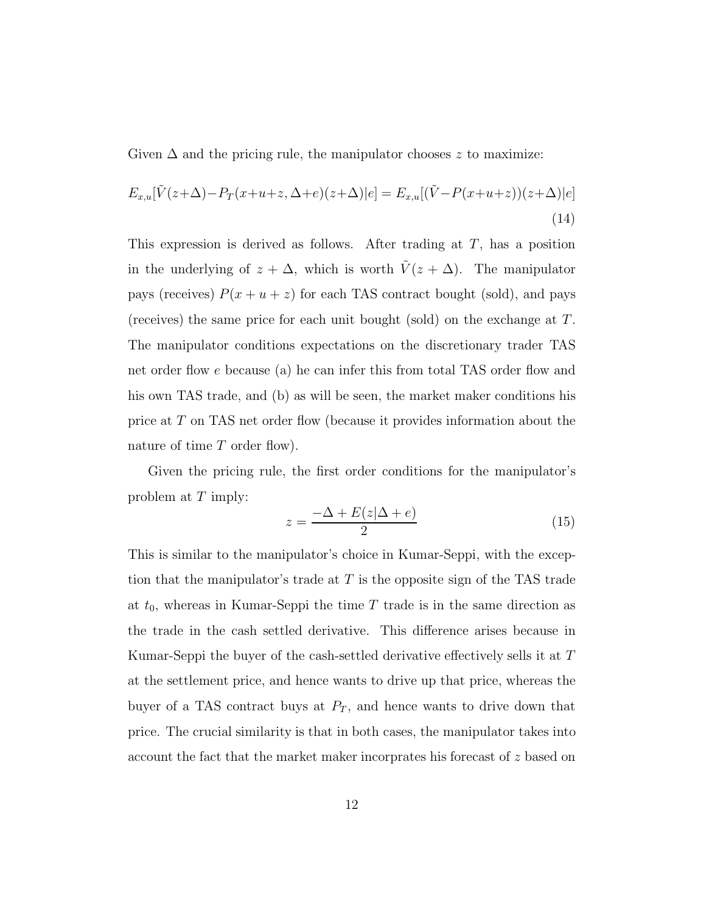Given $\Delta$ and the pricing rule, the manipulator chooses $z$ to maximize:

$$E_{x,u}[\tilde{V}(z+\Delta)-P_T(x+u+z,\Delta+e)(z+\Delta)|e] = E_{x,u}[(\tilde{V}-P(x+u+z))(z+\Delta)|e] \tag{14}$$

This expression is derived as follows. After trading at $T$, has a position in the underlying of $z + \Delta$, which is worth $\tilde{V}(z + \Delta)$. The manipulator pays (receives) $P(x + u + z)$ for each TAS contract bought (sold), and pays (receives) the same price for each unit bought (sold) on the exchange at $T$. The manipulator conditions expectations on the discretionary trader TAS net order flow $e$ because (a) he can infer this from total TAS order flow and his own TAS trade, and (b) as will be seen, the market maker conditions his price at $T$ on TAS net order flow (because it provides information about the nature of time $T$ order flow).

Given the pricing rule, the first order conditions for the manipulator's problem at $T$ imply:

$$z = \frac{-\Delta + E(z|\Delta + e)}{2} \tag{15}$$

This is similar to the manipulator's choice in Kumar-Seppi, with the exception that the manipulator's trade at $T$ is the opposite sign of the TAS trade at $t_0$, whereas in Kumar-Seppi the time $T$ trade is in the same direction as the trade in the cash settled derivative. This difference arises because in Kumar-Seppi the buyer of the cash-settled derivative effectively sells it at $T$ at the settlement price, and hence wants to drive up that price, whereas the buyer of a TAS contract buys at $P_T$, and hence wants to drive down that price. The crucial similarity is that in both cases, the manipulator takes into account the fact that the market maker incorprates his forecast of $z$ based on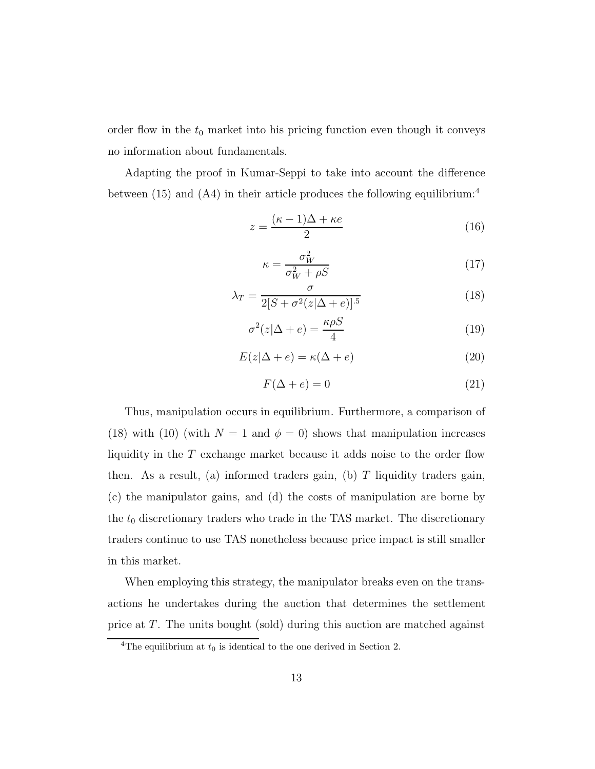order flow in the $t_0$ market into his pricing function even though it conveys no information about fundamentals.

Adapting the proof in Kumar-Seppi to take into account the difference between (15) and (A4) in their article produces the following equilibrium:[4]

$$z = \frac{(\kappa - 1)\Delta + \kappa e}{2} \tag{16}$$

$$\kappa = \frac{\sigma_W^2}{\sigma_W^2 + \rho S} \tag{17}$$

$$\lambda_T = \frac{\sigma}{2[S + \sigma^2(z|\Delta + e)]^{.5}} \tag{18}$$

$$\sigma^2(z|\Delta + e) = \frac{\kappa \rho S}{4} \tag{19}$$

$$E(z|\Delta + e) = \kappa(\Delta + e) \tag{20}$$

$$F(\Delta + e) = 0 \tag{21}$$

Thus, manipulation occurs in equilibrium. Furthermore, a comparison of (18) with (10) (with $N = 1$ and $\phi = 0$) shows that manipulation increases liquidity in the $T$ exchange market because it adds noise to the order flow then. As a result, (a) informed traders gain, (b) $T$ liquidity traders gain, (c) the manipulator gains, and (d) the costs of manipulation are borne by the $t_0$ discretionary traders who trade in the TAS market. The discretionary traders continue to use TAS nonetheless because price impact is still smaller in this market.

When employing this strategy, the manipulator breaks even on the transactions he undertakes during the auction that determines the settlement price at $T$. The units bought (sold) during this auction are matched against

[4] The equilibrium at $t_0$ is identical to the one derived in Section 2.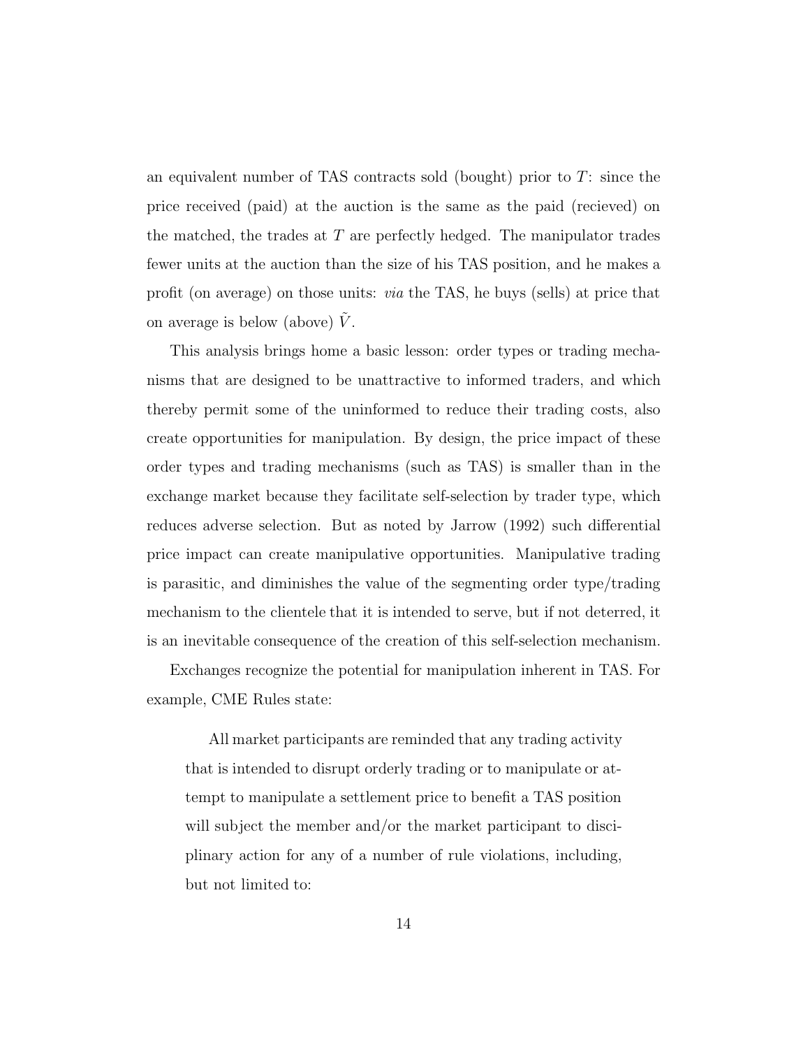an equivalent number of TAS contracts sold (bought) prior to $T$: since the price received (paid) at the auction is the same as the paid (recieved) on the matched, the trades at $T$ are perfectly hedged. The manipulator trades fewer units at the auction than the size of his TAS position, and he makes a profit (on average) on those units: *via* the TAS, he buys (sells) at price that on average is below (above) $\tilde{V}$.

This analysis brings home a basic lesson: order types or trading mechanisms that are designed to be unattractive to informed traders, and which thereby permit some of the uninformed to reduce their trading costs, also create opportunities for manipulation. By design, the price impact of these order types and trading mechanisms (such as TAS) is smaller than in the exchange market because they facilitate self-selection by trader type, which reduces adverse selection. But as noted by Jarrow (1992) such differential price impact can create manipulative opportunities. Manipulative trading is parasitic, and diminishes the value of the segmenting order type/trading mechanism to the clientele that it is intended to serve, but if not deterred, it is an inevitable consequence of the creation of this self-selection mechanism.

Exchanges recognize the potential for manipulation inherent in TAS. For example, CME Rules state:

> All market participants are reminded that any trading activity that is intended to disrupt orderly trading or to manipulate or attempt to manipulate a settlement price to benefit a TAS position will subject the member and/or the market participant to disciplinary action for any of a number of rule violations, including, but not limited to: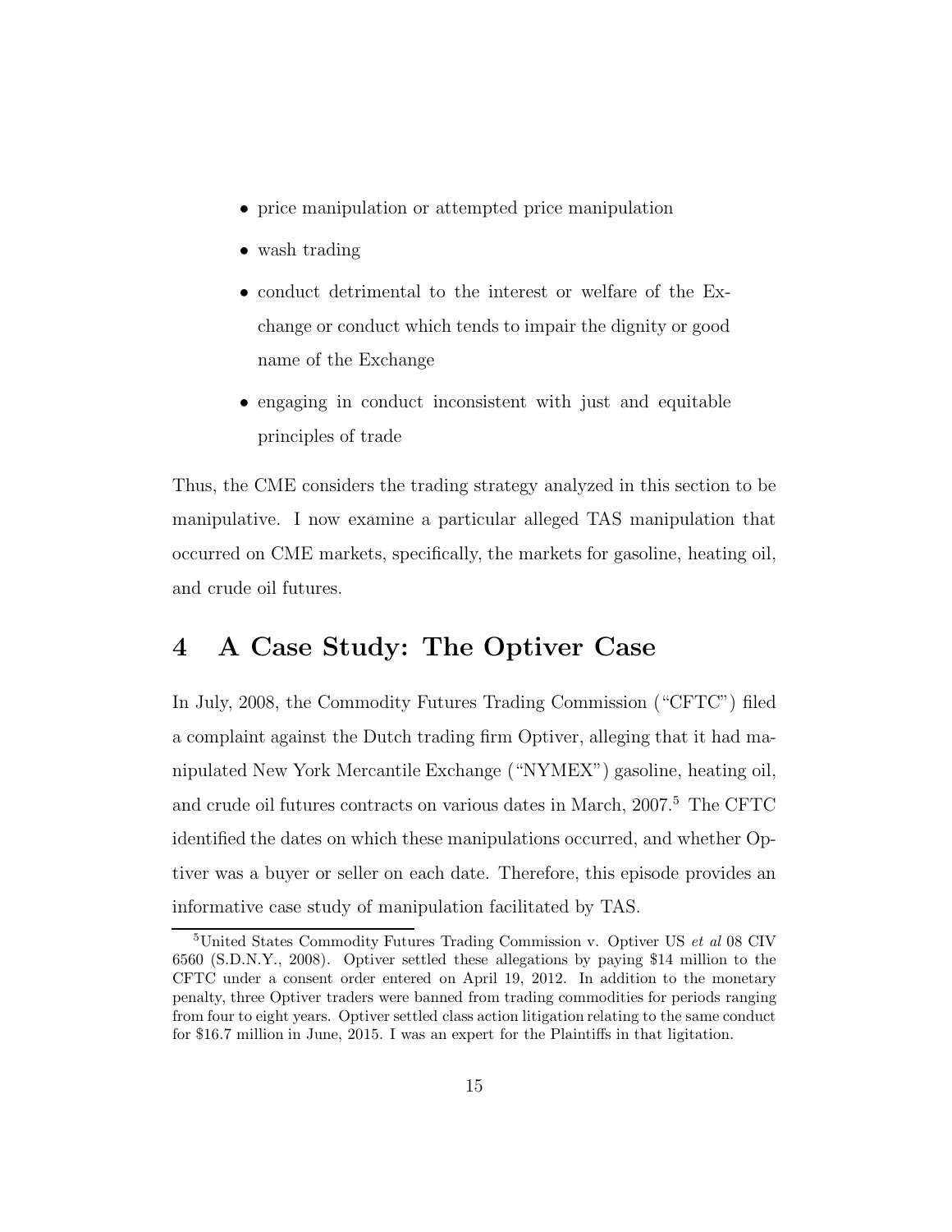- price manipulation or attempted price manipulation
- wash trading
- conduct detrimental to the interest or welfare of the Exchange or conduct which tends to impair the dignity or good name of the Exchange
- engaging in conduct inconsistent with just and equitable principles of trade

Thus, the CME considers the trading strategy analyzed in this section to be manipulative. I now examine a particular alleged TAS manipulation that occurred on CME markets, specifically, the markets for gasoline, heating oil, and crude oil futures.

## 4 A Case Study: The Optiver Case

In July, 2008, the Commodity Futures Trading Commission ("CFTC") filed a complaint against the Dutch trading firm Optiver, alleging that it had manipulated New York Mercantile Exchange ("NYMEX") gasoline, heating oil, and crude oil futures contracts on various dates in March, 2007.[5] The CFTC identified the dates on which these manipulations occurred, and whether Optiver was a buyer or seller on each date. Therefore, this episode provides an informative case study of manipulation facilitated by TAS.

[5] United States Commodity Futures Trading Commission v. Optiver US *et al* 08 CIV 6560 (S.D.N.Y., 2008). Optiver settled these allegations by paying $14 million to the CFTC under a consent order entered on April 19, 2012. In addition to the monetary penalty, three Optiver traders were banned from trading commodities for periods ranging from four to eight years. Optiver settled class action litigation relating to the same conduct for $16.7 million in June, 2015. I was an expert for the Plaintiffs in that ligitation.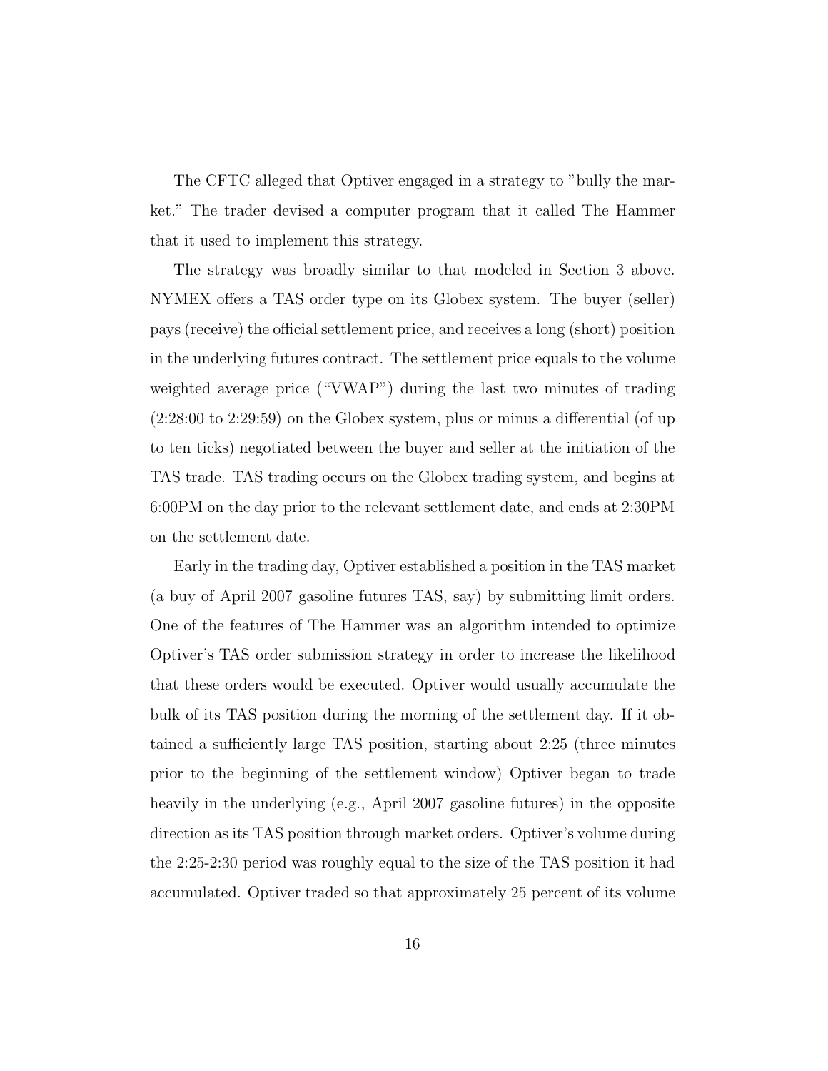The CFTC alleged that Optiver engaged in a strategy to "bully the market." The trader devised a computer program that it called The Hammer that it used to implement this strategy.

The strategy was broadly similar to that modeled in Section 3 above. NYMEX offers a TAS order type on its Globex system. The buyer (seller) pays (receive) the official settlement price, and receives a long (short) position in the underlying futures contract. The settlement price equals to the volume weighted average price ("VWAP") during the last two minutes of trading (2:28:00 to 2:29:59) on the Globex system, plus or minus a differential (of up to ten ticks) negotiated between the buyer and seller at the initiation of the TAS trade. TAS trading occurs on the Globex trading system, and begins at 6:00PM on the day prior to the relevant settlement date, and ends at 2:30PM on the settlement date.

Early in the trading day, Optiver established a position in the TAS market (a buy of April 2007 gasoline futures TAS, say) by submitting limit orders. One of the features of The Hammer was an algorithm intended to optimize Optiver's TAS order submission strategy in order to increase the likelihood that these orders would be executed. Optiver would usually accumulate the bulk of its TAS position during the morning of the settlement day. If it obtained a sufficiently large TAS position, starting about 2:25 (three minutes prior to the beginning of the settlement window) Optiver began to trade heavily in the underlying (e.g., April 2007 gasoline futures) in the opposite direction as its TAS position through market orders. Optiver's volume during the 2:25-2:30 period was roughly equal to the size of the TAS position it had accumulated. Optiver traded so that approximately 25 percent of its volume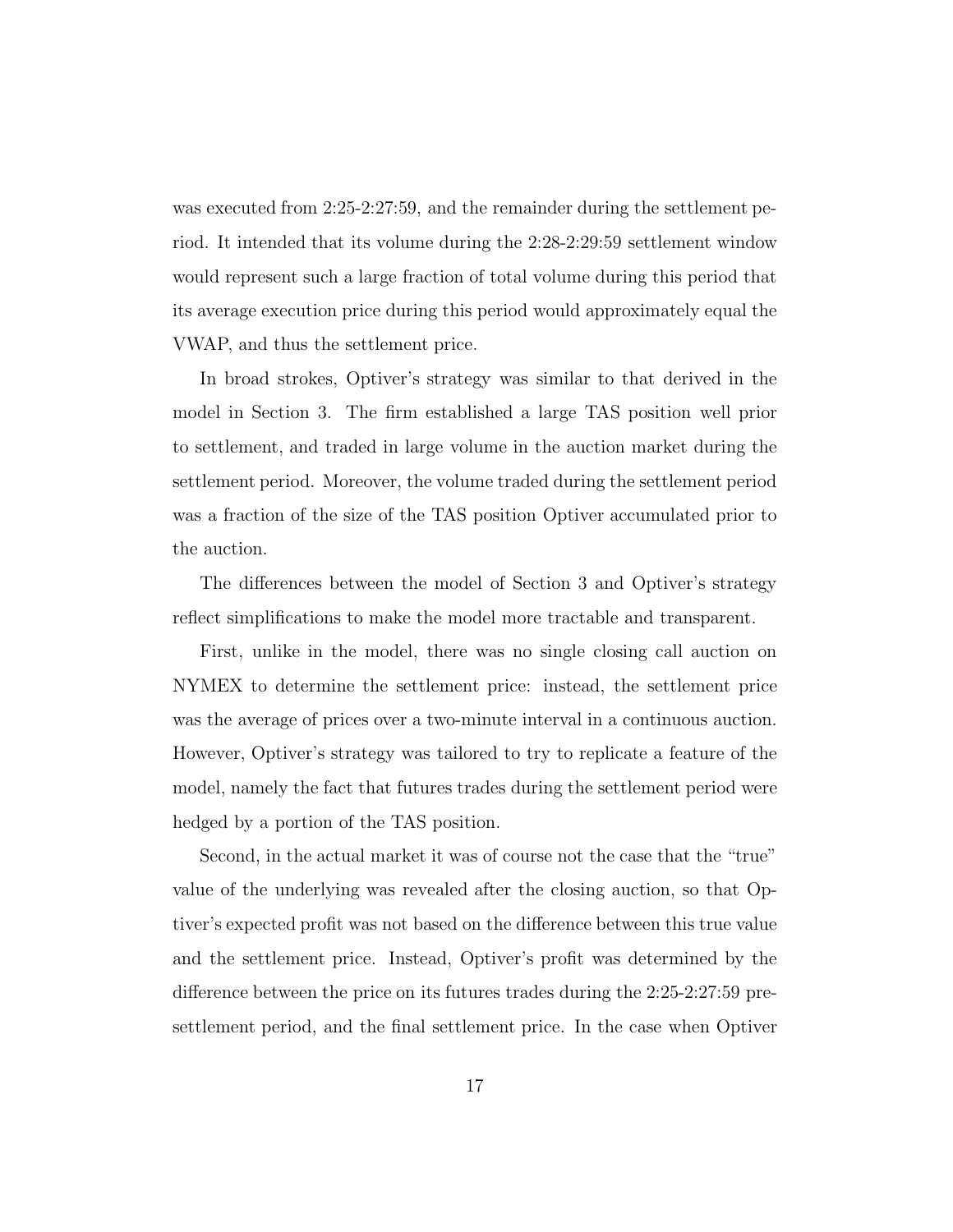was executed from 2:25-2:27:59, and the remainder during the settlement period. It intended that its volume during the 2:28-2:29:59 settlement window would represent such a large fraction of total volume during this period that its average execution price during this period would approximately equal the VWAP, and thus the settlement price.

In broad strokes, Optiver's strategy was similar to that derived in the model in Section 3. The firm established a large TAS position well prior to settlement, and traded in large volume in the auction market during the settlement period. Moreover, the volume traded during the settlement period was a fraction of the size of the TAS position Optiver accumulated prior to the auction.

The differences between the model of Section 3 and Optiver's strategy reflect simplifications to make the model more tractable and transparent.

First, unlike in the model, there was no single closing call auction on NYMEX to determine the settlement price: instead, the settlement price was the average of prices over a two-minute interval in a continuous auction. However, Optiver's strategy was tailored to try to replicate a feature of the model, namely the fact that futures trades during the settlement period were hedged by a portion of the TAS position.

Second, in the actual market it was of course not the case that the "true" value of the underlying was revealed after the closing auction, so that Optiver's expected profit was not based on the difference between this true value and the settlement price. Instead, Optiver's profit was determined by the difference between the price on its futures trades during the 2:25-2:27:59 pre-settlement period, and the final settlement price. In the case when Optiver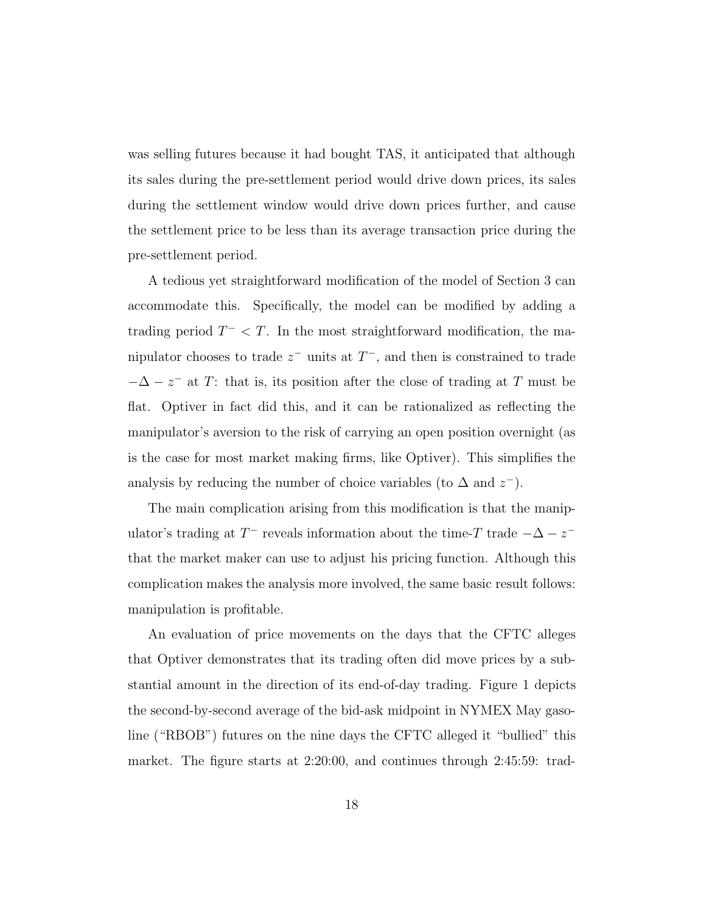was selling futures because it had bought TAS, it anticipated that although its sales during the pre-settlement period would drive down prices, its sales during the settlement window would drive down prices further, and cause the settlement price to be less than its average transaction price during the pre-settlement period.

A tedious yet straightforward modification of the model of Section 3 can accommodate this. Specifically, the model can be modified by adding a trading period $T^- < T$. In the most straightforward modification, the manipulator chooses to trade $z^-$ units at $T^-$, and then is constrained to trade $-\Delta - z^-$ at $T$: that is, its position after the close of trading at $T$ must be flat. Optiver in fact did this, and it can be rationalized as reflecting the manipulator's aversion to the risk of carrying an open position overnight (as is the case for most market making firms, like Optiver). This simplifies the analysis by reducing the number of choice variables (to $\Delta$ and $z^-$).

The main complication arising from this modification is that the manipulator's trading at $T^-$ reveals information about the time-$T$ trade $-\Delta - z^-$ that the market maker can use to adjust his pricing function. Although this complication makes the analysis more involved, the same basic result follows: manipulation is profitable.

An evaluation of price movements on the days that the CFTC alleges that Optiver demonstrates that its trading often did move prices by a substantial amount in the direction of its end-of-day trading. Figure 1 depicts the second-by-second average of the bid-ask midpoint in NYMEX May gasoline ("RBOB") futures on the nine days the CFTC alleged it "bullied" this market. The figure starts at 2:20:00, and continues through 2:45:59: trad-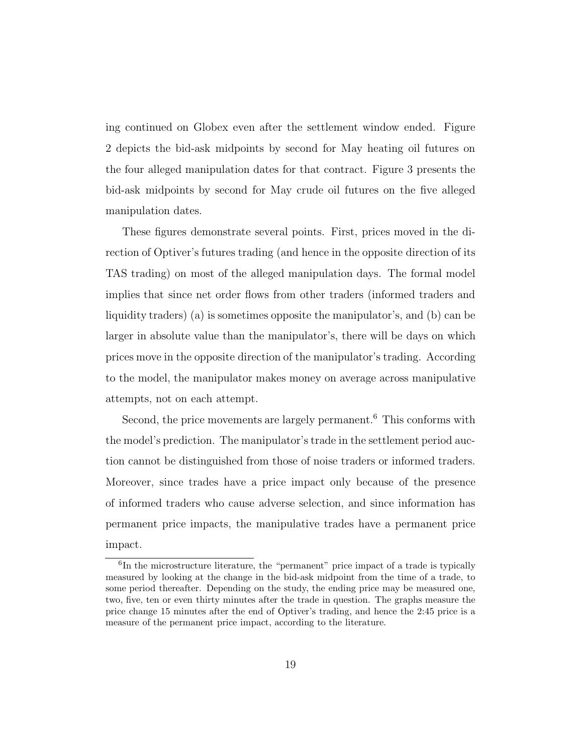ing continued on Globex even after the settlement window ended. Figure 2 depicts the bid-ask midpoints by second for May heating oil futures on the four alleged manipulation dates for that contract. Figure 3 presents the bid-ask midpoints by second for May crude oil futures on the five alleged manipulation dates.

These figures demonstrate several points. First, prices moved in the direction of Optiver's futures trading (and hence in the opposite direction of its TAS trading) on most of the alleged manipulation days. The formal model implies that since net order flows from other traders (informed traders and liquidity traders) (a) is sometimes opposite the manipulator's, and (b) can be larger in absolute value than the manipulator's, there will be days on which prices move in the opposite direction of the manipulator's trading. According to the model, the manipulator makes money on average across manipulative attempts, not on each attempt.

Second, the price movements are largely permanent.[6] This conforms with the model's prediction. The manipulator's trade in the settlement period auction cannot be distinguished from those of noise traders or informed traders. Moreover, since trades have a price impact only because of the presence of informed traders who cause adverse selection, and since information has permanent price impacts, the manipulative trades have a permanent price impact.

[6] In the microstructure literature, the "permanent" price impact of a trade is typically measured by looking at the change in the bid-ask midpoint from the time of a trade, to some period thereafter. Depending on the study, the ending price may be measured one, two, five, ten or even thirty minutes after the trade in question. The graphs measure the price change 15 minutes after the end of Optiver's trading, and hence the 2:45 price is a measure of the permanent price impact, according to the literature.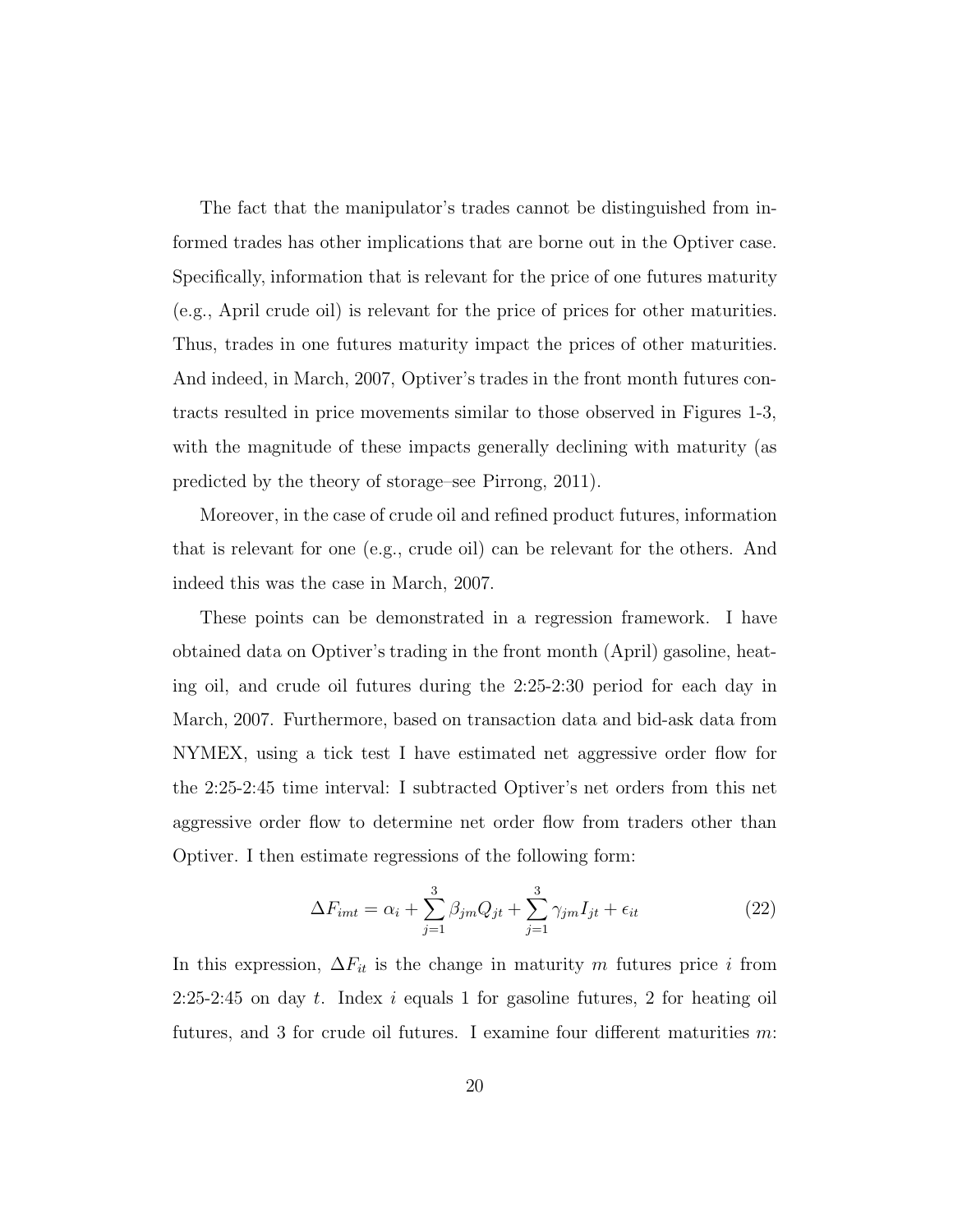The fact that the manipulator's trades cannot be distinguished from informed trades has other implications that are borne out in the Optiver case. Specifically, information that is relevant for the price of one futures maturity (e.g., April crude oil) is relevant for the price of prices for other maturities. Thus, trades in one futures maturity impact the prices of other maturities. And indeed, in March, 2007, Optiver's trades in the front month futures contracts resulted in price movements similar to those observed in Figures 1-3, with the magnitude of these impacts generally declining with maturity (as predicted by the theory of storage–see Pirrong, 2011).

Moreover, in the case of crude oil and refined product futures, information that is relevant for one (e.g., crude oil) can be relevant for the others. And indeed this was the case in March, 2007.

These points can be demonstrated in a regression framework. I have obtained data on Optiver's trading in the front month (April) gasoline, heating oil, and crude oil futures during the 2:25-2:30 period for each day in March, 2007. Furthermore, based on transaction data and bid-ask data from NYMEX, using a tick test I have estimated net aggressive order flow for the 2:25-2:45 time interval: I subtracted Optiver's net orders from this net aggressive order flow to determine net order flow from traders other than Optiver. I then estimate regressions of the following form:

$$\Delta F_{imt} = \alpha_i + \sum_{j=1}^{3} \beta_{jm} Q_{jt} + \sum_{j=1}^{3} \gamma_{jm} I_{jt} + \epsilon_{it} \tag{22}$$

In this expression, $\Delta F_{it}$ is the change in maturity $m$ futures price $i$ from 2:25-2:45 on day $t$. Index $i$ equals 1 for gasoline futures, 2 for heating oil futures, and 3 for crude oil futures. I examine four different maturities $m$: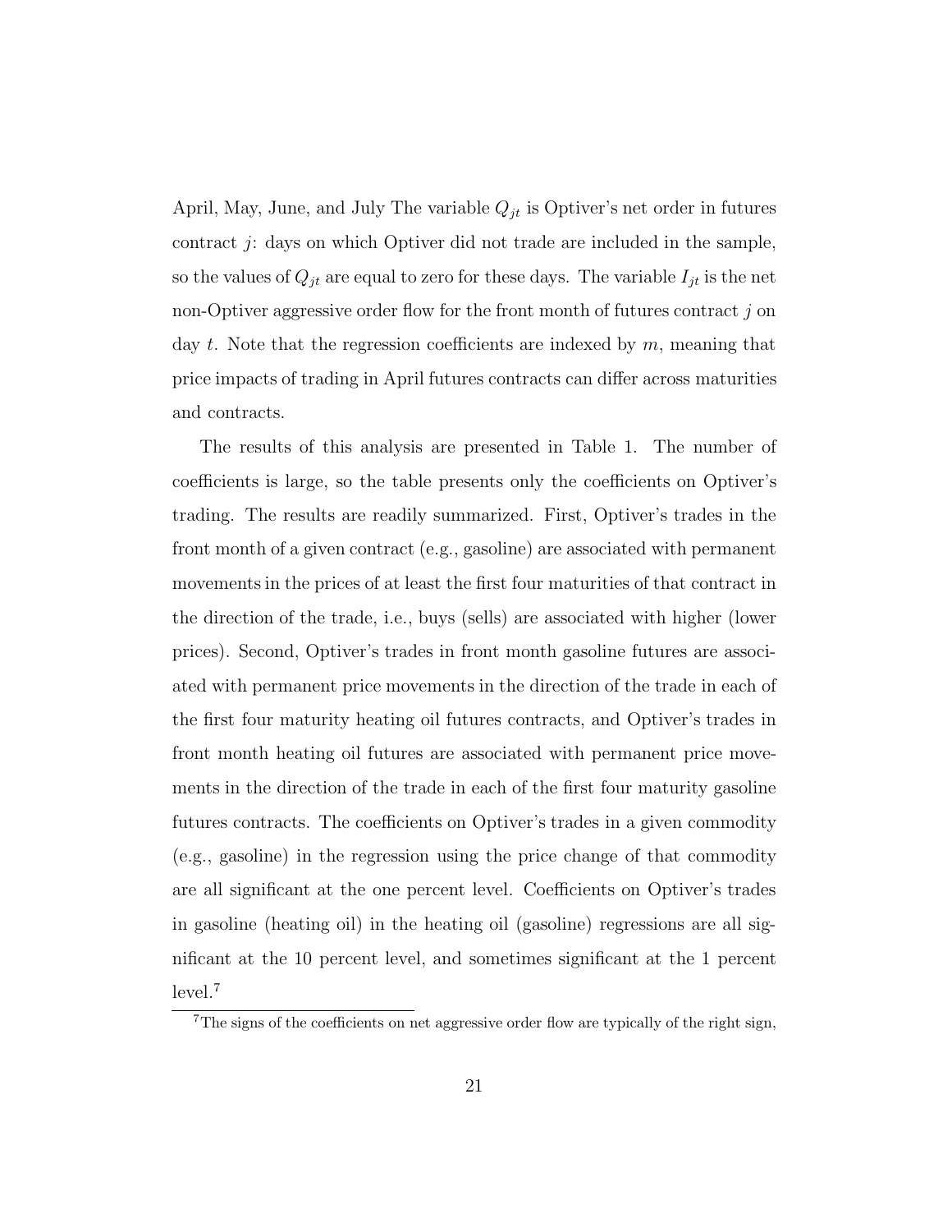April, May, June, and July The variable $Q_{jt}$ is Optiver's net order in futures contract $j$: days on which Optiver did not trade are included in the sample, so the values of $Q_{jt}$ are equal to zero for these days. The variable $I_{jt}$ is the net non-Optiver aggressive order flow for the front month of futures contract $j$ on day $t$. Note that the regression coefficients are indexed by $m$, meaning that price impacts of trading in April futures contracts can differ across maturities and contracts.

The results of this analysis are presented in Table 1. The number of coefficients is large, so the table presents only the coefficients on Optiver's trading. The results are readily summarized. First, Optiver's trades in the front month of a given contract (e.g., gasoline) are associated with permanent movements in the prices of at least the first four maturities of that contract in the direction of the trade, i.e., buys (sells) are associated with higher (lower prices). Second, Optiver's trades in front month gasoline futures are associated with permanent price movements in the direction of the trade in each of the first four maturity heating oil futures contracts, and Optiver's trades in front month heating oil futures are associated with permanent price movements in the direction of the trade in each of the first four maturity gasoline futures contracts. The coefficients on Optiver's trades in a given commodity (e.g., gasoline) in the regression using the price change of that commodity are all significant at the one percent level. Coefficients on Optiver's trades in gasoline (heating oil) in the heating oil (gasoline) regressions are all significant at the 10 percent level, and sometimes significant at the 1 percent level.[7]

[7] The signs of the coefficients on net aggressive order flow are typically of the right sign,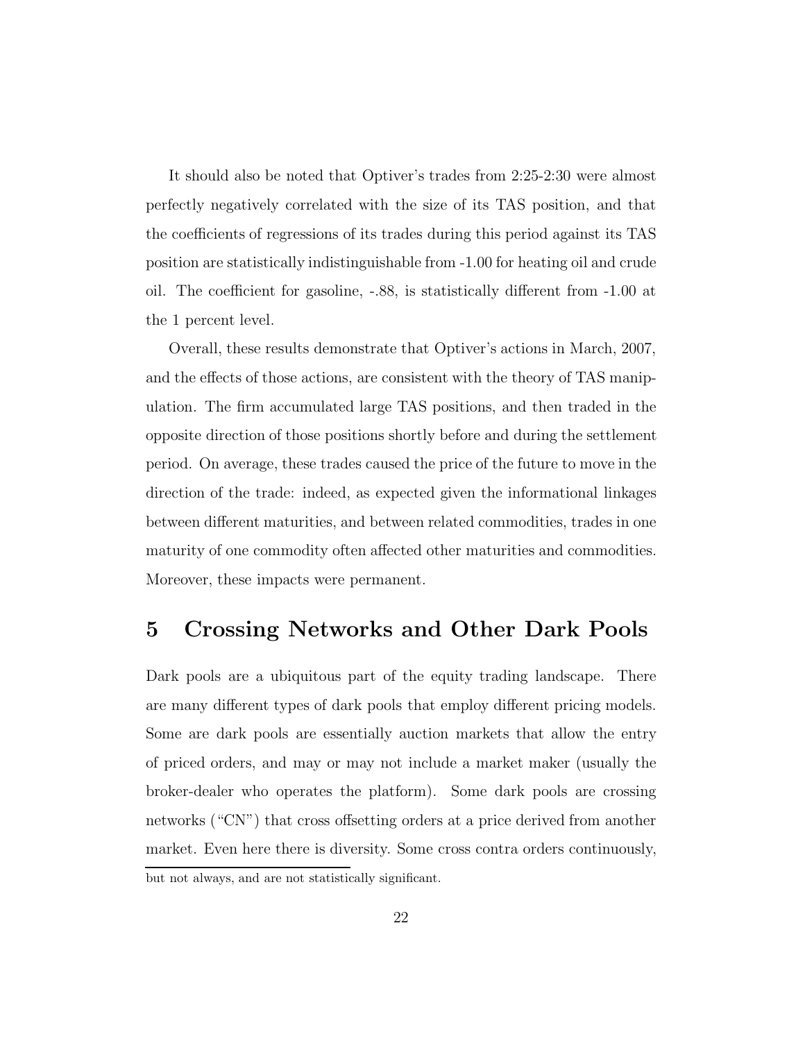It should also be noted that Optiver's trades from 2:25-2:30 were almost perfectly negatively correlated with the size of its TAS position, and that the coefficients of regressions of its trades during this period against its TAS position are statistically indistinguishable from -1.00 for heating oil and crude oil. The coefficient for gasoline, -.88, is statistically different from -1.00 at the 1 percent level.

Overall, these results demonstrate that Optiver's actions in March, 2007, and the effects of those actions, are consistent with the theory of TAS manipulation. The firm accumulated large TAS positions, and then traded in the opposite direction of those positions shortly before and during the settlement period. On average, these trades caused the price of the future to move in the direction of the trade: indeed, as expected given the informational linkages between different maturities, and between related commodities, trades in one maturity of one commodity often affected other maturities and commodities. Moreover, these impacts were permanent.

## 5 Crossing Networks and Other Dark Pools

Dark pools are a ubiquitous part of the equity trading landscape. There are many different types of dark pools that employ different pricing models. Some are dark pools are essentially auction markets that allow the entry of priced orders, and may or may not include a market maker (usually the broker-dealer who operates the platform). Some dark pools are crossing networks ("CN") that cross offsetting orders at a price derived from another market. Even here there is diversity. Some cross contra orders continuously,

but not always, and are not statistically significant.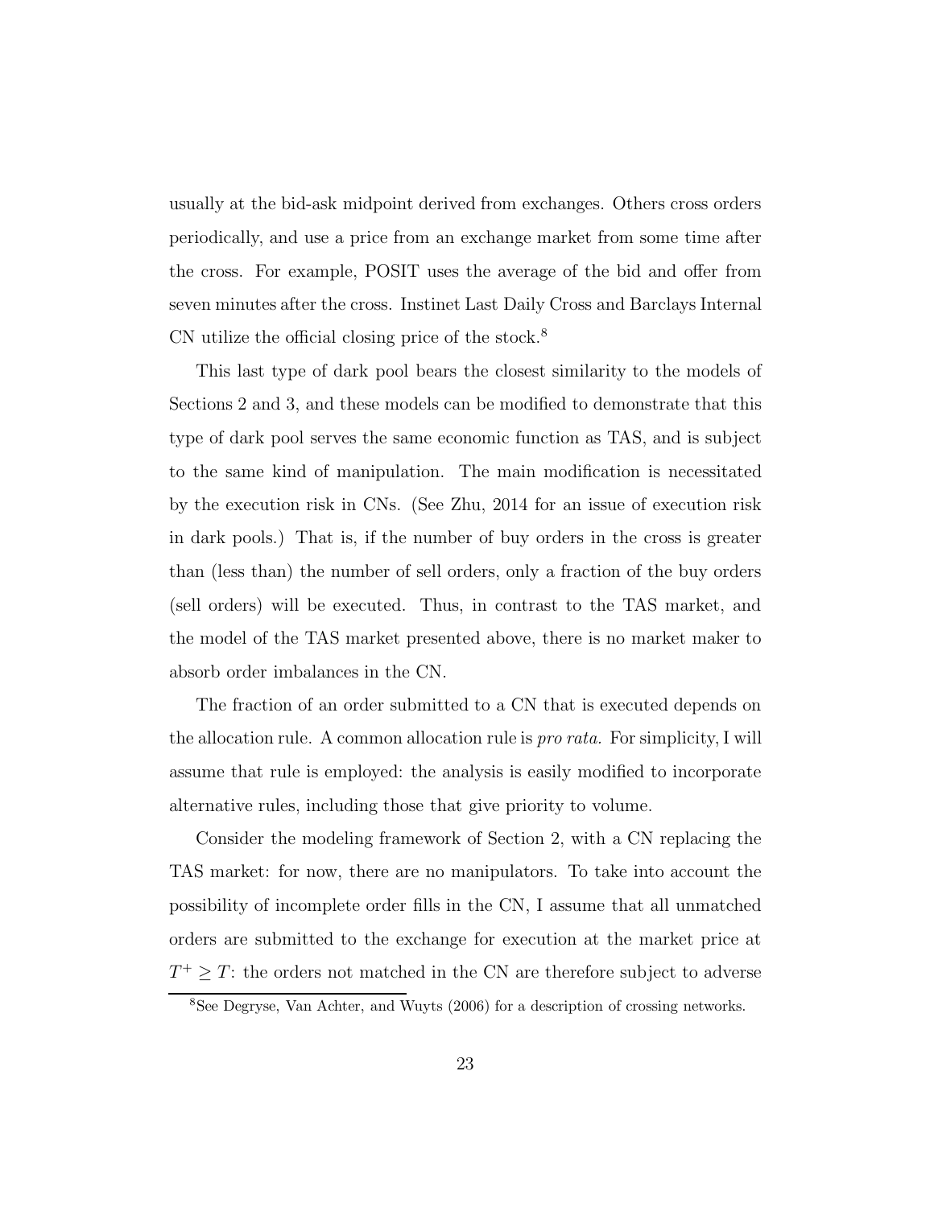usually at the bid-ask midpoint derived from exchanges. Others cross orders periodically, and use a price from an exchange market from some time after the cross. For example, POSIT uses the average of the bid and offer from seven minutes after the cross. Instinet Last Daily Cross and Barclays Internal CN utilize the official closing price of the stock.[8]

This last type of dark pool bears the closest similarity to the models of Sections 2 and 3, and these models can be modified to demonstrate that this type of dark pool serves the same economic function as TAS, and is subject to the same kind of manipulation. The main modification is necessitated by the execution risk in CNs. (See Zhu, 2014 for an issue of execution risk in dark pools.) That is, if the number of buy orders in the cross is greater than (less than) the number of sell orders, only a fraction of the buy orders (sell orders) will be executed. Thus, in contrast to the TAS market, and the model of the TAS market presented above, there is no market maker to absorb order imbalances in the CN.

The fraction of an order submitted to a CN that is executed depends on the allocation rule. A common allocation rule is *pro rata*. For simplicity, I will assume that rule is employed: the analysis is easily modified to incorporate alternative rules, including those that give priority to volume.

Consider the modeling framework of Section 2, with a CN replacing the TAS market: for now, there are no manipulators. To take into account the possibility of incomplete order fills in the CN, I assume that all unmatched orders are submitted to the exchange for execution at the market price at $T^+ \geq T$: the orders not matched in the CN are therefore subject to adverse

[8] See Degryse, Van Achter, and Wuyts (2006) for a description of crossing networks.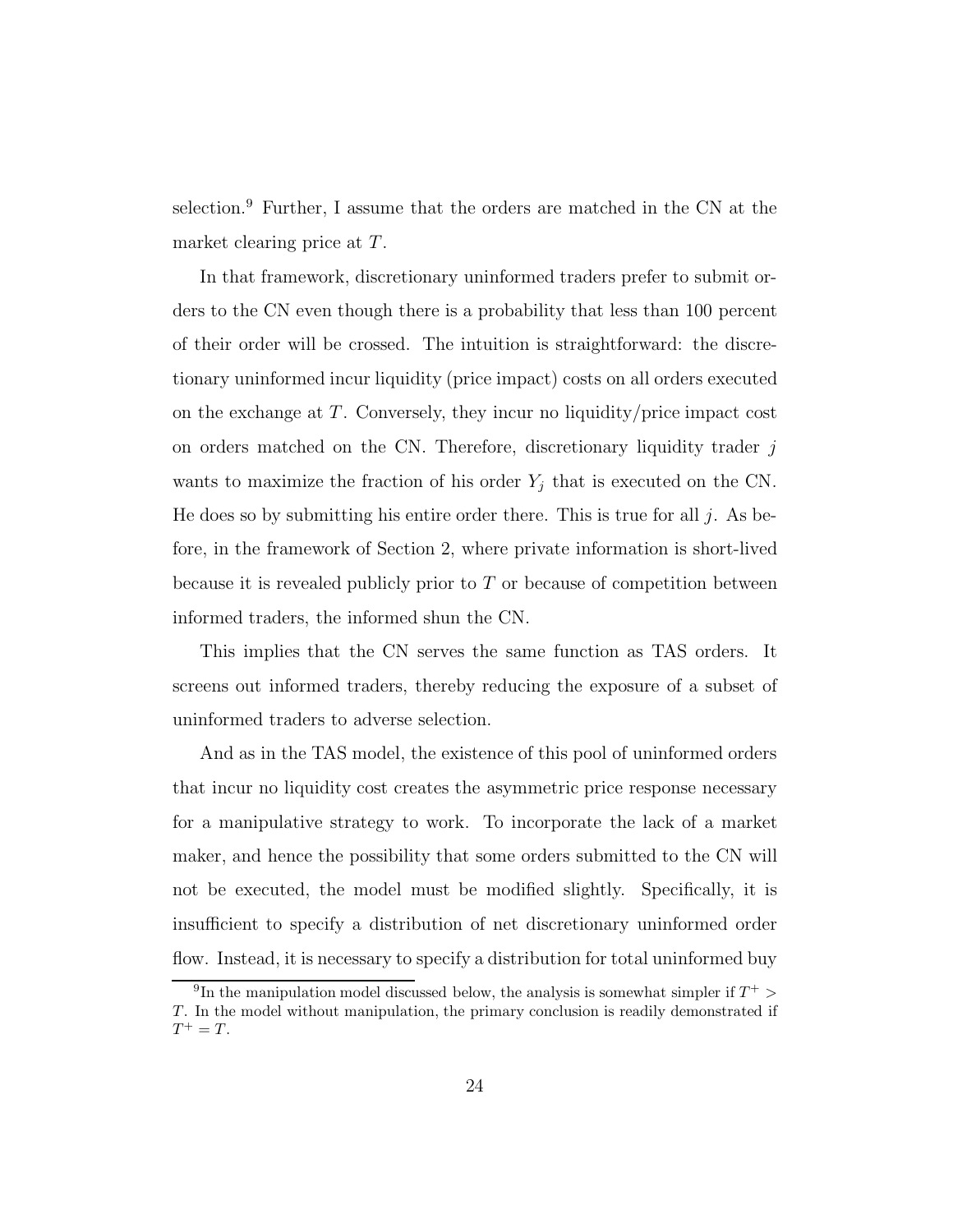selection.[9] Further, I assume that the orders are matched in the CN at the market clearing price at $T$.

In that framework, discretionary uninformed traders prefer to submit orders to the CN even though there is a probability that less than 100 percent of their order will be crossed. The intuition is straightforward: the discretionary uninformed incur liquidity (price impact) costs on all orders executed on the exchange at $T$. Conversely, they incur no liquidity/price impact cost on orders matched on the CN. Therefore, discretionary liquidity trader $j$ wants to maximize the fraction of his order $Y_j$ that is executed on the CN. He does so by submitting his entire order there. This is true for all $j$. As before, in the framework of Section 2, where private information is short-lived because it is revealed publicly prior to $T$ or because of competition between informed traders, the informed shun the CN.

This implies that the CN serves the same function as TAS orders. It screens out informed traders, thereby reducing the exposure of a subset of uninformed traders to adverse selection.

And as in the TAS model, the existence of this pool of uninformed orders that incur no liquidity cost creates the asymmetric price response necessary for a manipulative strategy to work. To incorporate the lack of a market maker, and hence the possibility that some orders submitted to the CN will not be executed, the model must be modified slightly. Specifically, it is insufficient to specify a distribution of net discretionary uninformed order flow. Instead, it is necessary to specify a distribution for total uninformed buy

[9] In the manipulation model discussed below, the analysis is somewhat simpler if $T^+ > T$. In the model without manipulation, the primary conclusion is readily demonstrated if $T^+ = T$.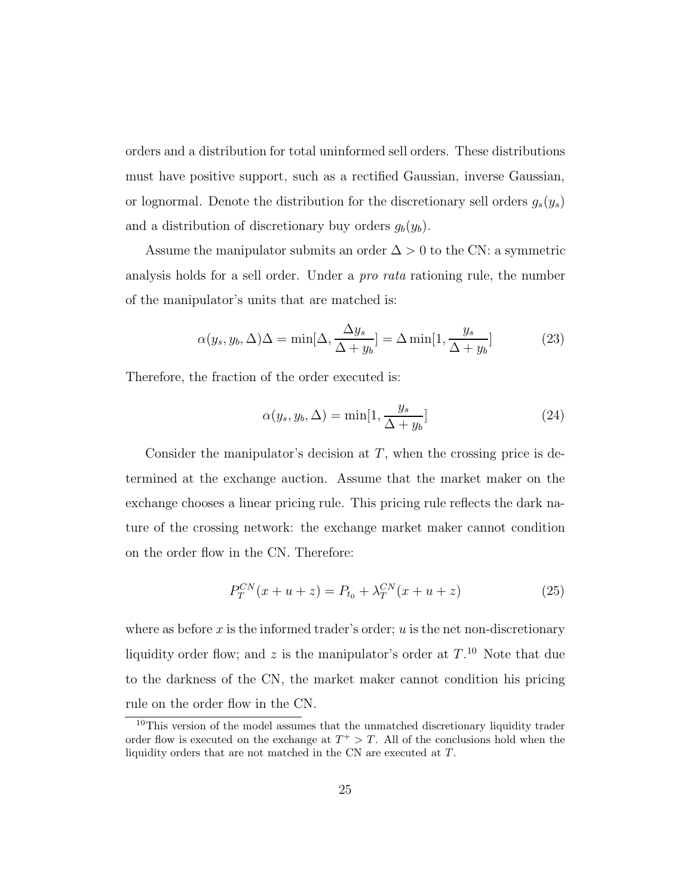orders and a distribution for total uninformed sell orders. These distributions must have positive support, such as a rectified Gaussian, inverse Gaussian, or lognormal. Denote the distribution for the discretionary sell orders $g_s(y_s)$ and a distribution of discretionary buy orders $g_b(y_b)$.

Assume the manipulator submits an order $\Delta > 0$ to the CN: a symmetric analysis holds for a sell order. Under a *pro rata* rationing rule, the number of the manipulator's units that are matched is:

$$\alpha(y_s, y_b, \Delta)\Delta = \min[\Delta, \frac{\Delta y_s}{\Delta + y_b}] = \Delta \min[1, \frac{y_s}{\Delta + y_b}] \tag{23}$$

Therefore, the fraction of the order executed is:

$$\alpha(y_s, y_b, \Delta) = \min[1, \frac{y_s}{\Delta + y_b}] \tag{24}$$

Consider the manipulator's decision at $T$, when the crossing price is determined at the exchange auction. Assume that the market maker on the exchange chooses a linear pricing rule. This pricing rule reflects the dark nature of the crossing network: the exchange market maker cannot condition on the order flow in the CN. Therefore:

$$P_T^{CN}(x + u + z) = P_{t_0} + \lambda_T^{CN}(x + u + z) \tag{25}$$

where as before $x$ is the informed trader's order; $u$ is the net non-discretionary liquidity order flow; and $z$ is the manipulator's order at $T$.[10] Note that due to the darkness of the CN, the market maker cannot condition his pricing rule on the order flow in the CN.

[10] This version of the model assumes that the unmatched discretionary liquidity trader order flow is executed on the exchange at $T^+ > T$. All of the conclusions hold when the liquidity orders that are not matched in the CN are executed at $T$.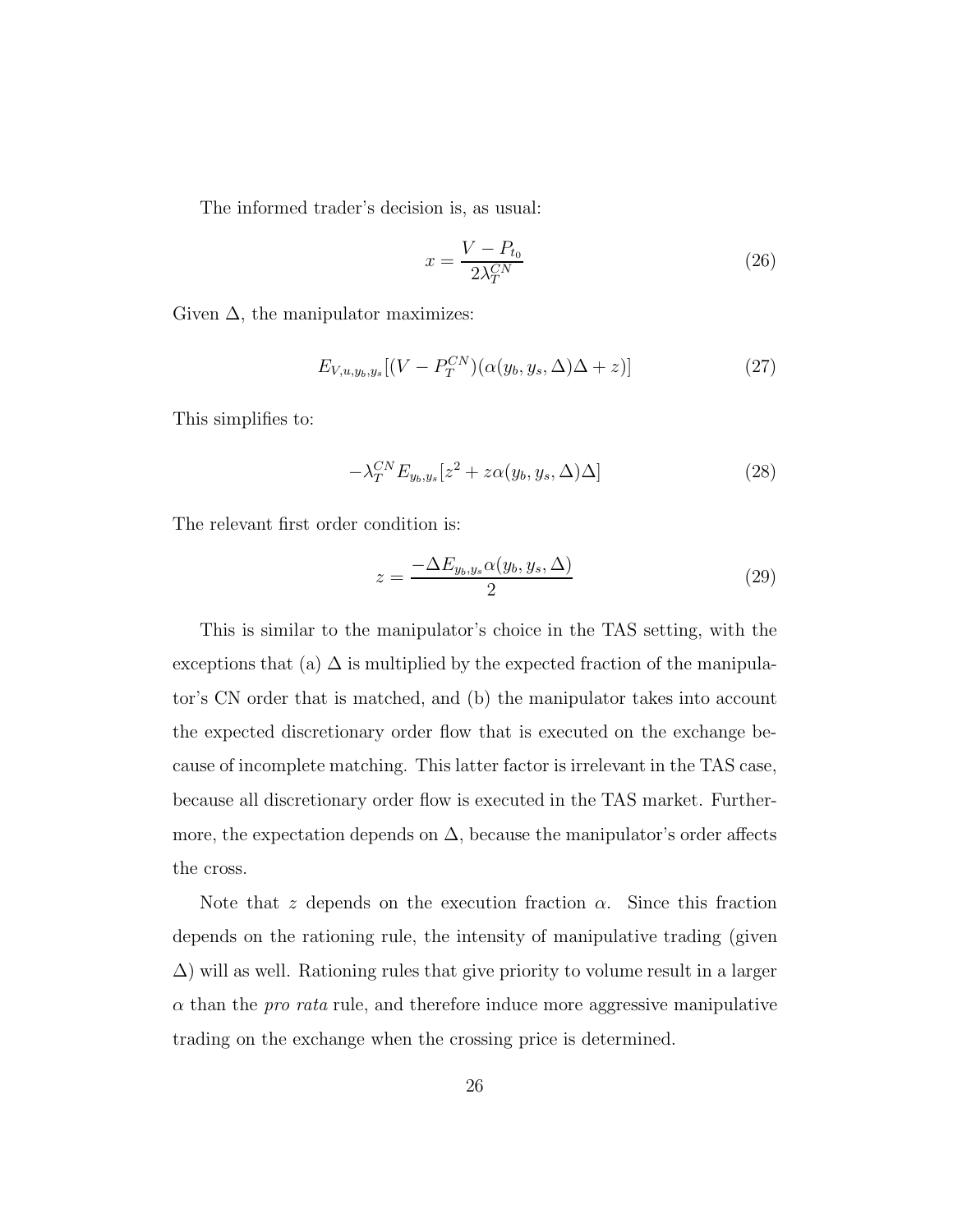The informed trader's decision is, as usual:

$$x = \frac{V - P_{t_0}}{2\lambda_T^{CN}} \tag{26}$$

Given $\Delta$, the manipulator maximizes:

$$E_{V,u,y_b,y_s}[(V - P_T^{CN})(\alpha(y_b, y_s, \Delta)\Delta + z)] \tag{27}$$

This simplifies to:

$$-\lambda_T^{CN} E_{y_b,y_s}[z^2 + z\alpha(y_b, y_s, \Delta)\Delta] \tag{28}$$

The relevant first order condition is:

$$z = \frac{-\Delta E_{y_b,y_s}\alpha(y_b, y_s, \Delta)}{2} \tag{29}$$

This is similar to the manipulator's choice in the TAS setting, with the exceptions that (a) $\Delta$ is multiplied by the expected fraction of the manipulator's CN order that is matched, and (b) the manipulator takes into account the expected discretionary order flow that is executed on the exchange because of incomplete matching. This latter factor is irrelevant in the TAS case, because all discretionary order flow is executed in the TAS market. Furthermore, the expectation depends on $\Delta$, because the manipulator's order affects the cross.

Note that $z$ depends on the execution fraction $\alpha$. Since this fraction depends on the rationing rule, the intensity of manipulative trading (given $\Delta$) will as well. Rationing rules that give priority to volume result in a larger $\alpha$ than the *pro rata* rule, and therefore induce more aggressive manipulative trading on the exchange when the crossing price is determined.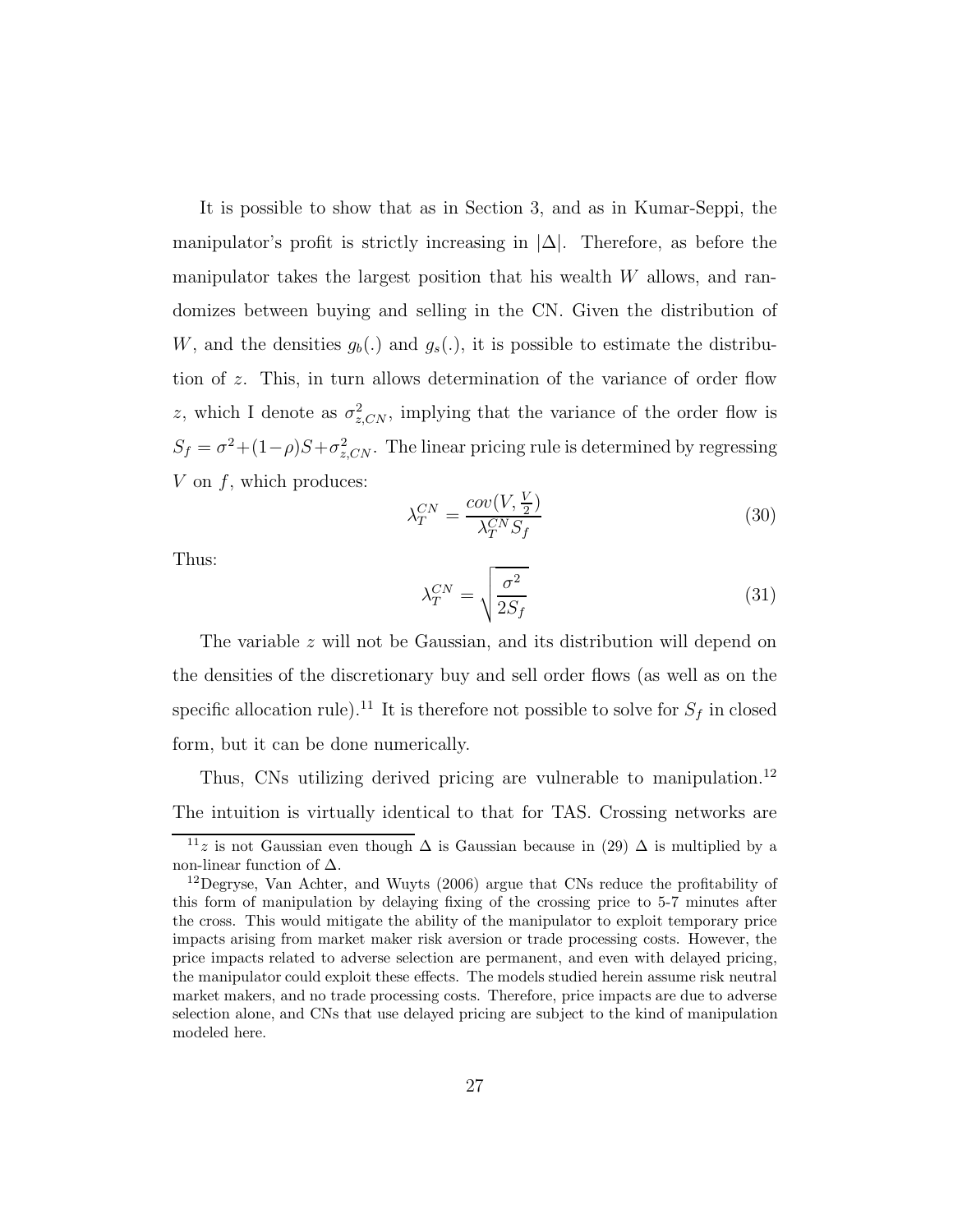It is possible to show that as in Section 3, and as in Kumar-Seppi, the manipulator's profit is strictly increasing in $|\Delta|$. Therefore, as before the manipulator takes the largest position that his wealth $W$ allows, and randomizes between buying and selling in the CN. Given the distribution of $W$, and the densities $g_b(.)$ and $g_s(.)$, it is possible to estimate the distribution of $z$. This, in turn allows determination of the variance of order flow $z$, which I denote as $\sigma^2_{z,CN}$, implying that the variance of the order flow is $S_f = \sigma^2 + (1-\rho)S + \sigma^2_{z,CN}$. The linear pricing rule is determined by regressing $V$ on $f$, which produces:

$$\lambda_T^{CN} = \frac{cov(V, \frac{V}{2})}{\lambda_T^{CN} S_f} \tag{30}$$

Thus:

$$\lambda_T^{CN} = \sqrt{\frac{\sigma^2}{2S_f}} \tag{31}$$

The variable $z$ will not be Gaussian, and its distribution will depend on the densities of the discretionary buy and sell order flows (as well as on the specific allocation rule).[11] It is therefore not possible to solve for $S_f$ in closed form, but it can be done numerically.

Thus, CNs utilizing derived pricing are vulnerable to manipulation.[12] The intuition is virtually identical to that for TAS. Crossing networks are

[11] $z$ is not Gaussian even though $\Delta$ is Gaussian because in (29) $\Delta$ is multiplied by a non-linear function of $\Delta$.

[12] Degryse, Van Achter, and Wuyts (2006) argue that CNs reduce the profitability of this form of manipulation by delaying fixing of the crossing price to 5-7 minutes after the cross. This would mitigate the ability of the manipulator to exploit temporary price impacts arising from market maker risk aversion or trade processing costs. However, the price impacts related to adverse selection are permanent, and even with delayed pricing, the manipulator could exploit these effects. The models studied herein assume risk neutral market makers, and no trade processing costs. Therefore, price impacts are due to adverse selection alone, and CNs that use delayed pricing are subject to the kind of manipulation modeled here.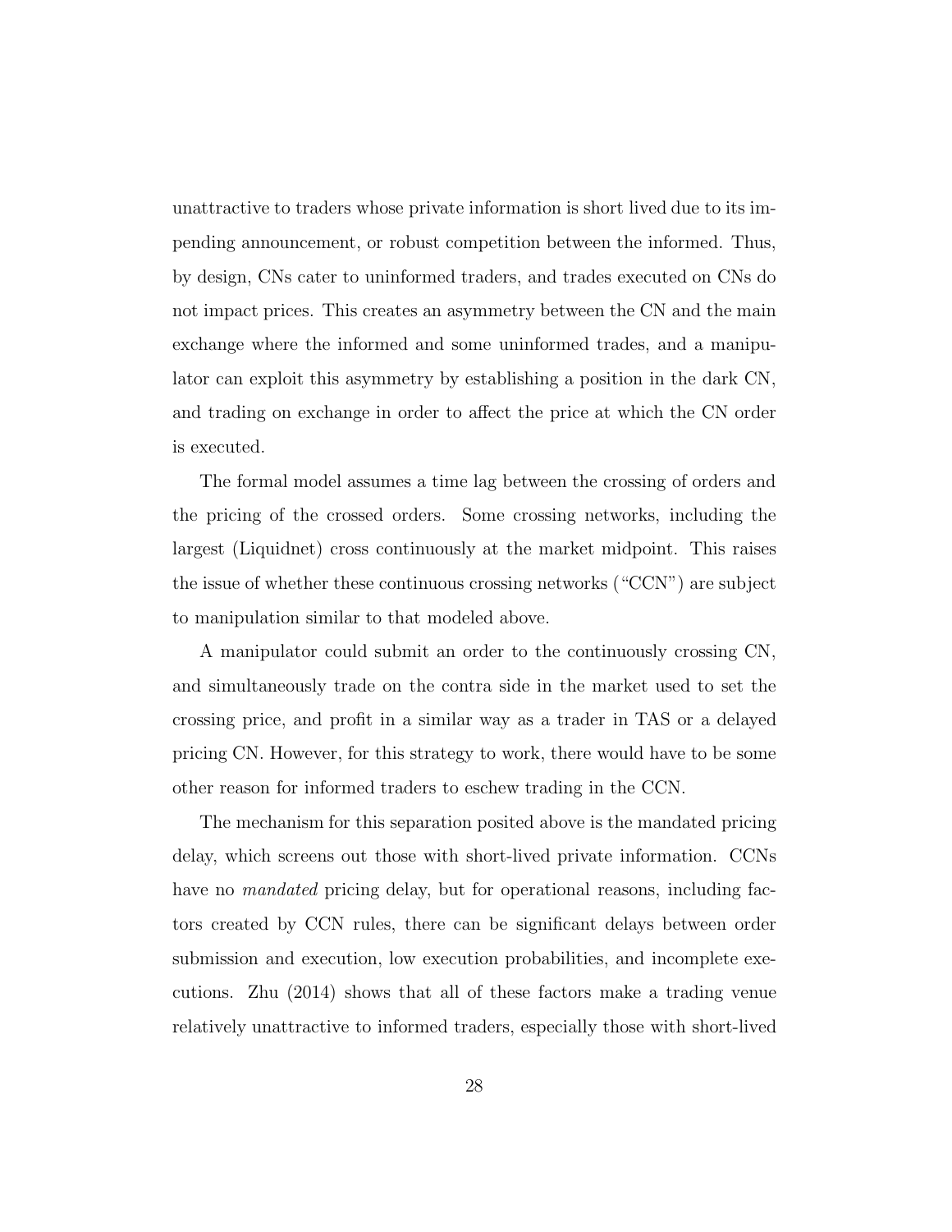unattractive to traders whose private information is short lived due to its impending announcement, or robust competition between the informed. Thus, by design, CNs cater to uninformed traders, and trades executed on CNs do not impact prices. This creates an asymmetry between the CN and the main exchange where the informed and some uninformed trades, and a manipulator can exploit this asymmetry by establishing a position in the dark CN, and trading on exchange in order to affect the price at which the CN order is executed.

The formal model assumes a time lag between the crossing of orders and the pricing of the crossed orders. Some crossing networks, including the largest (Liquidnet) cross continuously at the market midpoint. This raises the issue of whether these continuous crossing networks ("CCN") are subject to manipulation similar to that modeled above.

A manipulator could submit an order to the continuously crossing CN, and simultaneously trade on the contra side in the market used to set the crossing price, and profit in a similar way as a trader in TAS or a delayed pricing CN. However, for this strategy to work, there would have to be some other reason for informed traders to eschew trading in the CCN.

The mechanism for this separation posited above is the mandated pricing delay, which screens out those with short-lived private information. CCNs have no *mandated* pricing delay, but for operational reasons, including factors created by CCN rules, there can be significant delays between order submission and execution, low execution probabilities, and incomplete executions. Zhu (2014) shows that all of these factors make a trading venue relatively unattractive to informed traders, especially those with short-lived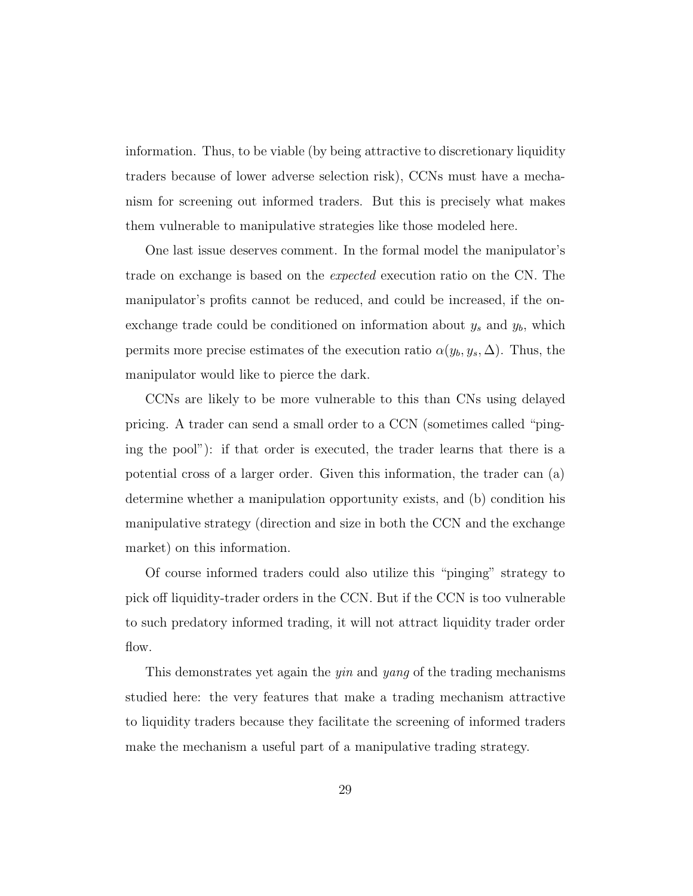information. Thus, to be viable (by being attractive to discretionary liquidity traders because of lower adverse selection risk), CCNs must have a mechanism for screening out informed traders. But this is precisely what makes them vulnerable to manipulative strategies like those modeled here.

One last issue deserves comment. In the formal model the manipulator's trade on exchange is based on the *expected* execution ratio on the CN. The manipulator's profits cannot be reduced, and could be increased, if the on-exchange trade could be conditioned on information about $y_s$ and $y_b$, which permits more precise estimates of the execution ratio $\alpha(y_b, y_s, \Delta)$. Thus, the manipulator would like to pierce the dark.

CCNs are likely to be more vulnerable to this than CNs using delayed pricing. A trader can send a small order to a CCN (sometimes called "pinging the pool"): if that order is executed, the trader learns that there is a potential cross of a larger order. Given this information, the trader can (a) determine whether a manipulation opportunity exists, and (b) condition his manipulative strategy (direction and size in both the CCN and the exchange market) on this information.

Of course informed traders could also utilize this "pinging" strategy to pick off liquidity-trader orders in the CCN. But if the CCN is too vulnerable to such predatory informed trading, it will not attract liquidity trader order flow.

This demonstrates yet again the *yin* and *yang* of the trading mechanisms studied here: the very features that make a trading mechanism attractive to liquidity traders because they facilitate the screening of informed traders make the mechanism a useful part of a manipulative trading strategy.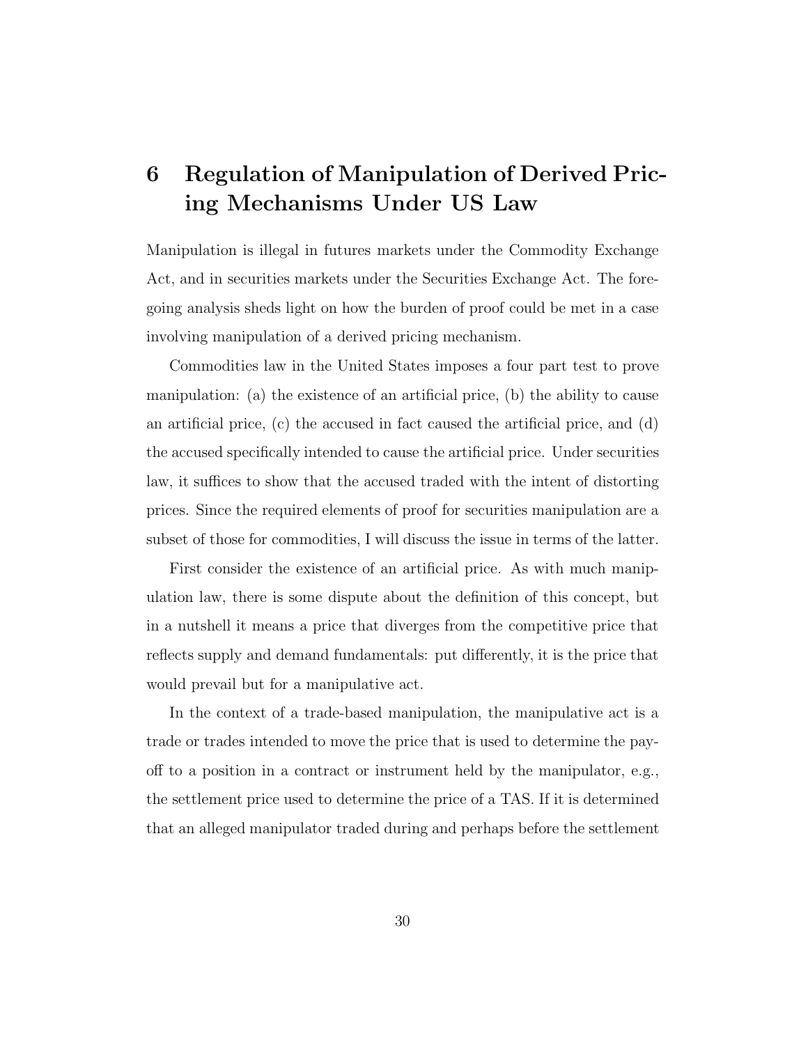# 6 Regulation of Manipulation of Derived Pricing Mechanisms Under US Law

Manipulation is illegal in futures markets under the Commodity Exchange Act, and in securities markets under the Securities Exchange Act. The foregoing analysis sheds light on how the burden of proof could be met in a case involving manipulation of a derived pricing mechanism.

Commodities law in the United States imposes a four part test to prove manipulation: (a) the existence of an artificial price, (b) the ability to cause an artificial price, (c) the accused in fact caused the artificial price, and (d) the accused specifically intended to cause the artificial price. Under securities law, it suffices to show that the accused traded with the intent of distorting prices. Since the required elements of proof for securities manipulation are a subset of those for commodities, I will discuss the issue in terms of the latter.

First consider the existence of an artificial price. As with much manipulation law, there is some dispute about the definition of this concept, but in a nutshell it means a price that diverges from the competitive price that reflects supply and demand fundamentals: put differently, it is the price that would prevail but for a manipulative act.

In the context of a trade-based manipulation, the manipulative act is a trade or trades intended to move the price that is used to determine the payoff to a position in a contract or instrument held by the manipulator, e.g., the settlement price used to determine the price of a TAS. If it is determined that an alleged manipulator traded during and perhaps before the settlement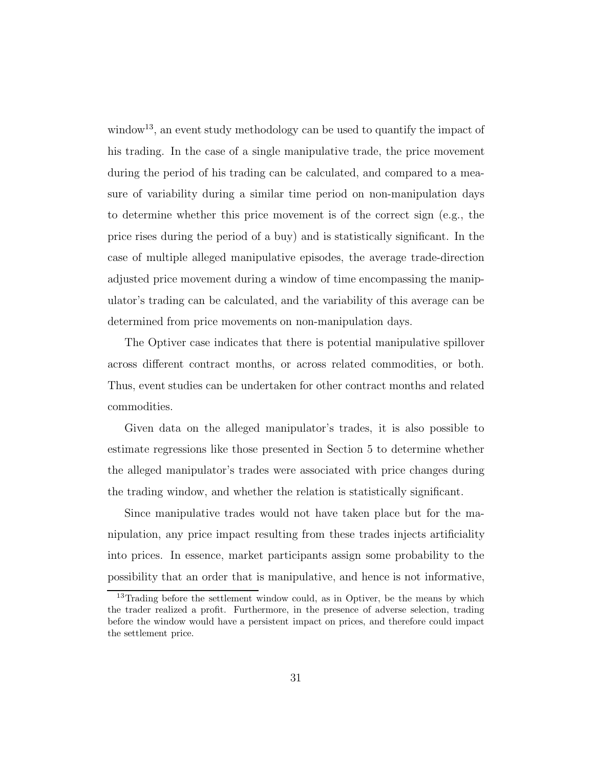window[13], an event study methodology can be used to quantify the impact of his trading. In the case of a single manipulative trade, the price movement during the period of his trading can be calculated, and compared to a measure of variability during a similar time period on non-manipulation days to determine whether this price movement is of the correct sign (e.g., the price rises during the period of a buy) and is statistically significant. In the case of multiple alleged manipulative episodes, the average trade-direction adjusted price movement during a window of time encompassing the manipulator's trading can be calculated, and the variability of this average can be determined from price movements on non-manipulation days.

The Optiver case indicates that there is potential manipulative spillover across different contract months, or across related commodities, or both. Thus, event studies can be undertaken for other contract months and related commodities.

Given data on the alleged manipulator's trades, it is also possible to estimate regressions like those presented in Section 5 to determine whether the alleged manipulator's trades were associated with price changes during the trading window, and whether the relation is statistically significant.

Since manipulative trades would not have taken place but for the manipulation, any price impact resulting from these trades injects artificiality into prices. In essence, market participants assign some probability to the possibility that an order that is manipulative, and hence is not informative,

[13] Trading before the settlement window could, as in Optiver, be the means by which the trader realized a profit. Furthermore, in the presence of adverse selection, trading before the window would have a persistent impact on prices, and therefore could impact the settlement price.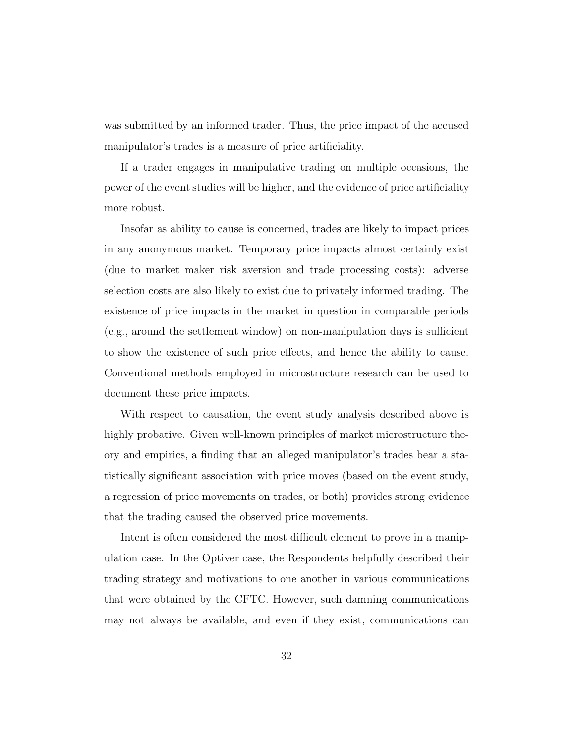was submitted by an informed trader. Thus, the price impact of the accused manipulator's trades is a measure of price artificiality.

If a trader engages in manipulative trading on multiple occasions, the power of the event studies will be higher, and the evidence of price artificiality more robust.

Insofar as ability to cause is concerned, trades are likely to impact prices in any anonymous market. Temporary price impacts almost certainly exist (due to market maker risk aversion and trade processing costs): adverse selection costs are also likely to exist due to privately informed trading. The existence of price impacts in the market in question in comparable periods (e.g., around the settlement window) on non-manipulation days is sufficient to show the existence of such price effects, and hence the ability to cause. Conventional methods employed in microstructure research can be used to document these price impacts.

With respect to causation, the event study analysis described above is highly probative. Given well-known principles of market microstructure theory and empirics, a finding that an alleged manipulator's trades bear a statistically significant association with price moves (based on the event study, a regression of price movements on trades, or both) provides strong evidence that the trading caused the observed price movements.

Intent is often considered the most difficult element to prove in a manipulation case. In the Optiver case, the Respondents helpfully described their trading strategy and motivations to one another in various communications that were obtained by the CFTC. However, such damning communications may not always be available, and even if they exist, communications can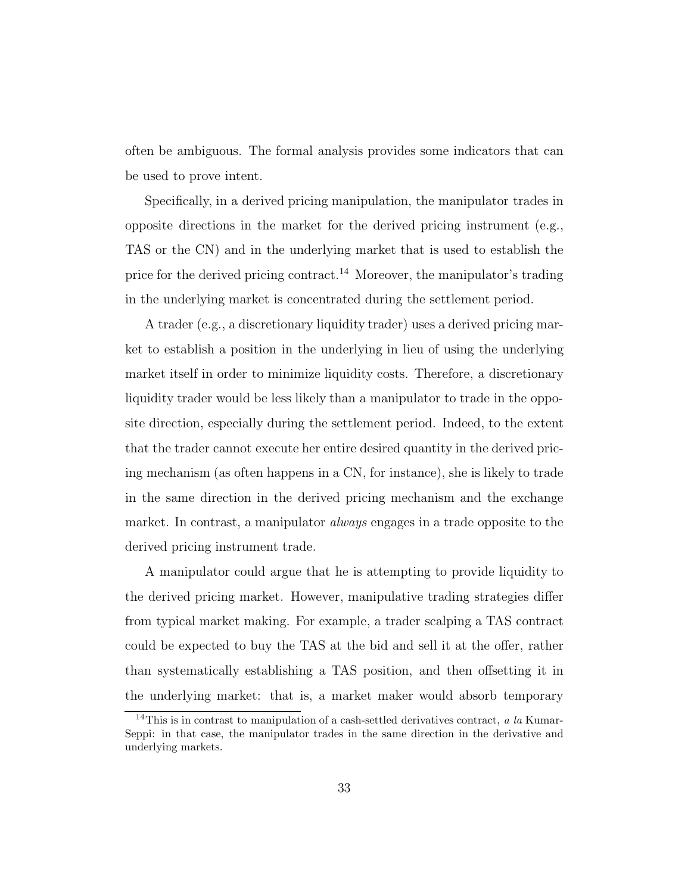often be ambiguous. The formal analysis provides some indicators that can be used to prove intent.

Specifically, in a derived pricing manipulation, the manipulator trades in opposite directions in the market for the derived pricing instrument (e.g., TAS or the CN) and in the underlying market that is used to establish the price for the derived pricing contract.[14] Moreover, the manipulator's trading in the underlying market is concentrated during the settlement period.

A trader (e.g., a discretionary liquidity trader) uses a derived pricing market to establish a position in the underlying in lieu of using the underlying market itself in order to minimize liquidity costs. Therefore, a discretionary liquidity trader would be less likely than a manipulator to trade in the opposite direction, especially during the settlement period. Indeed, to the extent that the trader cannot execute her entire desired quantity in the derived pricing mechanism (as often happens in a CN, for instance), she is likely to trade in the same direction in the derived pricing mechanism and the exchange market. In contrast, a manipulator *always* engages in a trade opposite to the derived pricing instrument trade.

A manipulator could argue that he is attempting to provide liquidity to the derived pricing market. However, manipulative trading strategies differ from typical market making. For example, a trader scalping a TAS contract could be expected to buy the TAS at the bid and sell it at the offer, rather than systematically establishing a TAS position, and then offsetting it in the underlying market: that is, a market maker would absorb temporary

[14] This is in contrast to manipulation of a cash-settled derivatives contract, *a la* Kumar-Seppi: in that case, the manipulator trades in the same direction in the derivative and underlying markets.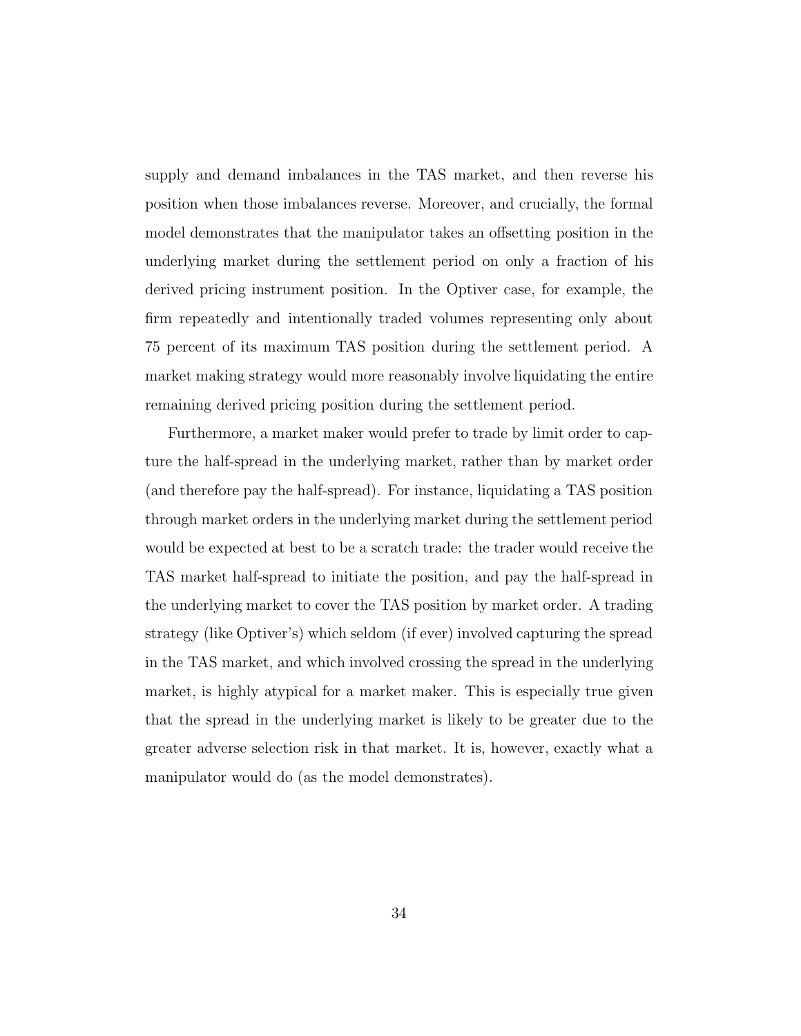supply and demand imbalances in the TAS market, and then reverse his position when those imbalances reverse. Moreover, and crucially, the formal model demonstrates that the manipulator takes an offsetting position in the underlying market during the settlement period on only a fraction of his derived pricing instrument position. In the Optiver case, for example, the firm repeatedly and intentionally traded volumes representing only about 75 percent of its maximum TAS position during the settlement period. A market making strategy would more reasonably involve liquidating the entire remaining derived pricing position during the settlement period.

Furthermore, a market maker would prefer to trade by limit order to capture the half-spread in the underlying market, rather than by market order (and therefore pay the half-spread). For instance, liquidating a TAS position through market orders in the underlying market during the settlement period would be expected at best to be a scratch trade: the trader would receive the TAS market half-spread to initiate the position, and pay the half-spread in the underlying market to cover the TAS position by market order. A trading strategy (like Optiver's) which seldom (if ever) involved capturing the spread in the TAS market, and which involved crossing the spread in the underlying market, is highly atypical for a market maker. This is especially true given that the spread in the underlying market is likely to be greater due to the greater adverse selection risk in that market. It is, however, exactly what a manipulator would do (as the model demonstrates).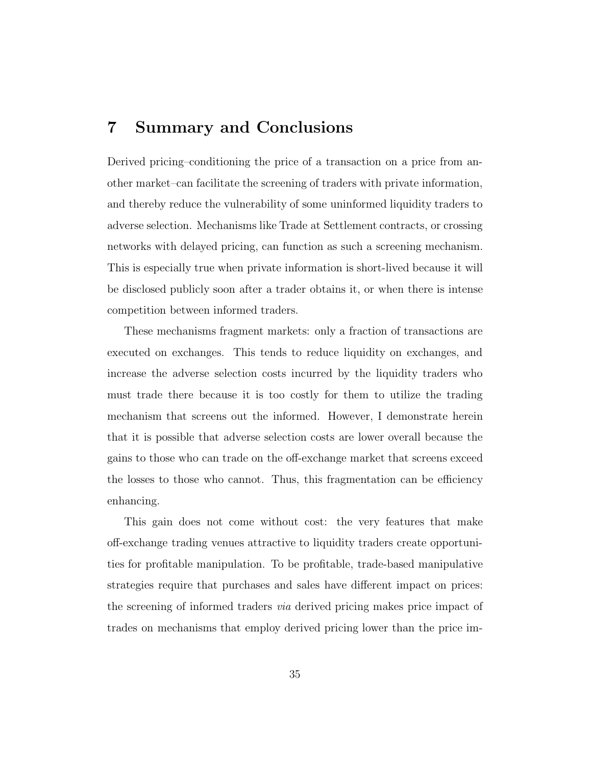## 7 Summary and Conclusions

Derived pricing–conditioning the price of a transaction on a price from another market–can facilitate the screening of traders with private information, and thereby reduce the vulnerability of some uninformed liquidity traders to adverse selection. Mechanisms like Trade at Settlement contracts, or crossing networks with delayed pricing, can function as such a screening mechanism. This is especially true when private information is short-lived because it will be disclosed publicly soon after a trader obtains it, or when there is intense competition between informed traders.

These mechanisms fragment markets: only a fraction of transactions are executed on exchanges. This tends to reduce liquidity on exchanges, and increase the adverse selection costs incurred by the liquidity traders who must trade there because it is too costly for them to utilize the trading mechanism that screens out the informed. However, I demonstrate herein that it is possible that adverse selection costs are lower overall because the gains to those who can trade on the off-exchange market that screens exceed the losses to those who cannot. Thus, this fragmentation can be efficiency enhancing.

This gain does not come without cost: the very features that make off-exchange trading venues attractive to liquidity traders create opportunities for profitable manipulation. To be profitable, trade-based manipulative strategies require that purchases and sales have different impact on prices: the screening of informed traders *via* derived pricing makes price impact of trades on mechanisms that employ derived pricing lower than the price im-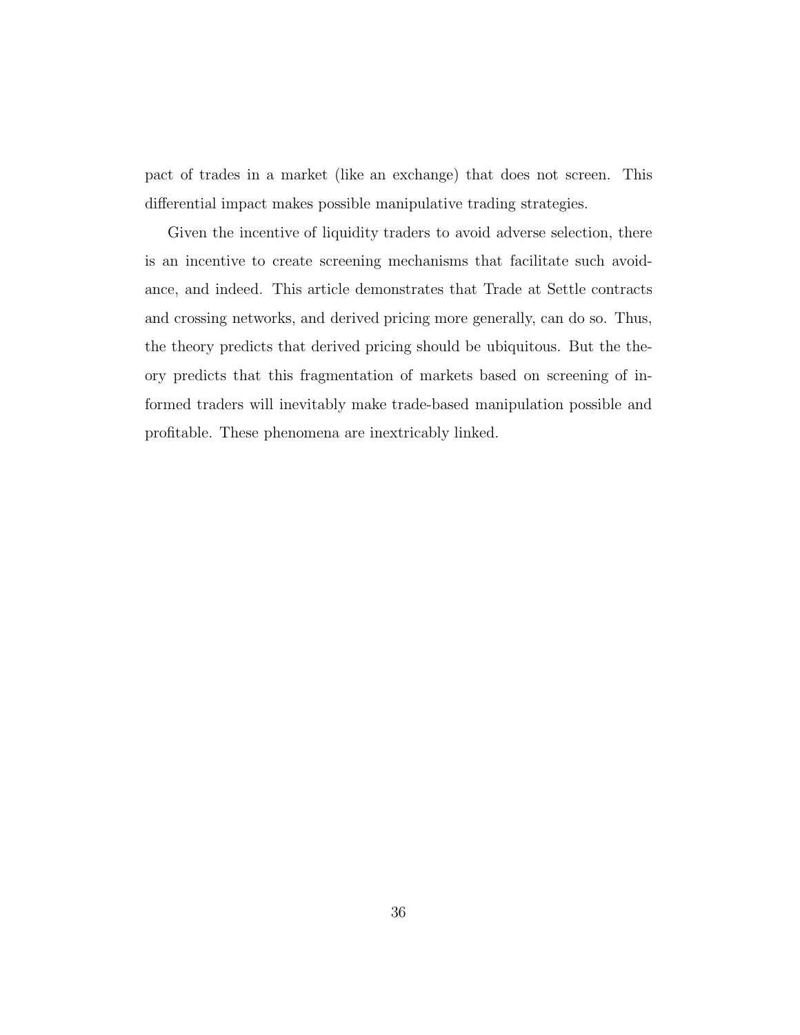pact of trades in a market (like an exchange) that does not screen. This differential impact makes possible manipulative trading strategies.

Given the incentive of liquidity traders to avoid adverse selection, there is an incentive to create screening mechanisms that facilitate such avoidance, and indeed. This article demonstrates that Trade at Settle contracts and crossing networks, and derived pricing more generally, can do so. Thus, the theory predicts that derived pricing should be ubiquitous. But the theory predicts that this fragmentation of markets based on screening of informed traders will inevitably make trade-based manipulation possible and profitable. These phenomena are inextricably linked.